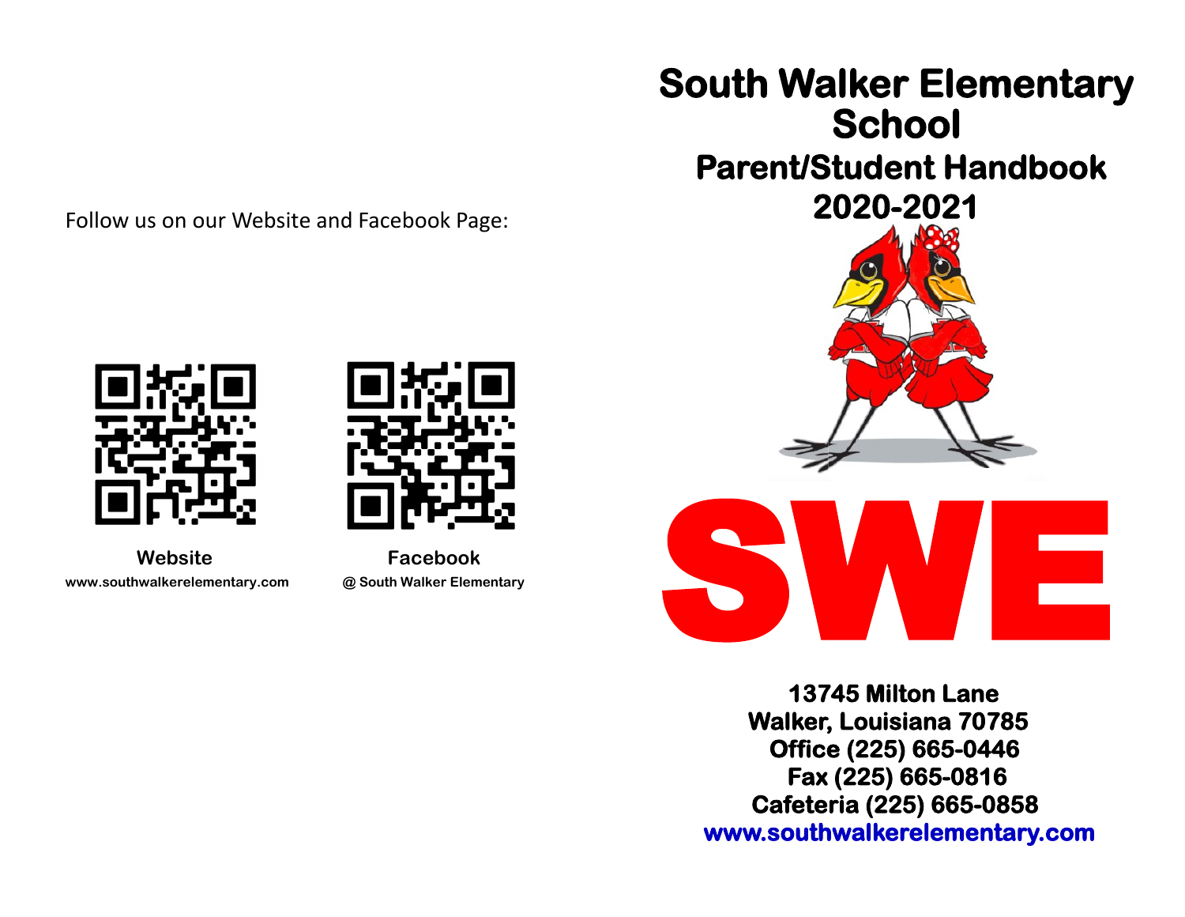Follow us on our Website and Facebook Page:

**Website**
**www.southwalkerelementary.com**

**Facebook**
**@ South Walker Elementary**

# South Walker Elementary School

## Parent/Student Handbook 2020-2021

# SWE

**13745 Milton Lane**
**Walker, Louisiana 70785**
**Office (225) 665-0446**
**Fax (225) 665-0816**
**Cafeteria (225) 665-0858**
**www.southwalkerelementary.com**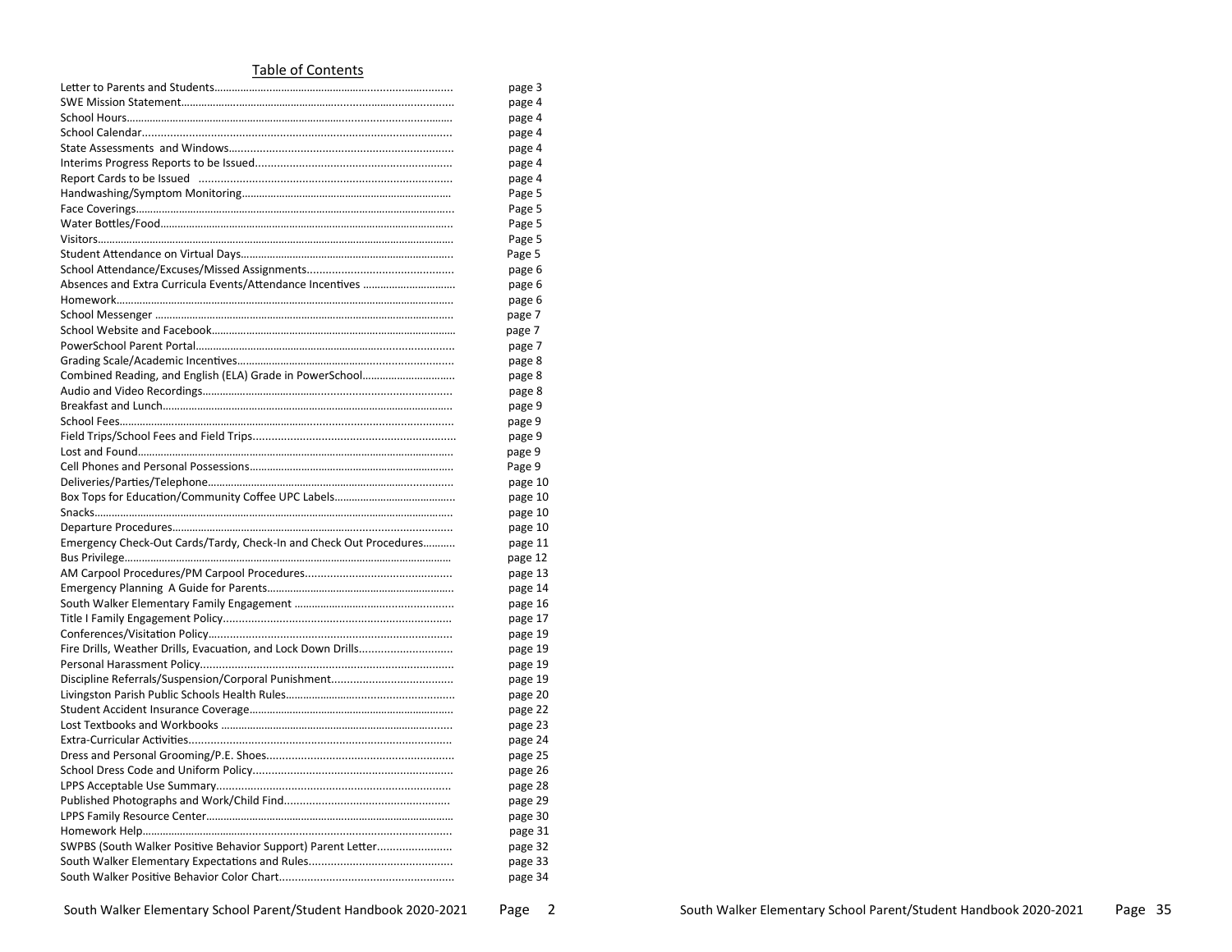## Table of Contents

| | |
|---|---|
| Letter to Parents and Students | page 3 |
| SWE Mission Statement | page 4 |
| School Hours | page 4 |
| School Calendar | page 4 |
| State Assessments and Windows | page 4 |
| Interims Progress Reports to be Issued | page 4 |
| Report Cards to be Issued | page 4 |
| Handwashing/Symptom Monitoring | Page 5 |
| Face Coverings | Page 5 |
| Water Bottles/Food | Page 5 |
| Visitors | Page 5 |
| Student Attendance on Virtual Days | Page 5 |
| School Attendance/Excuses/Missed Assignments | page 6 |
| Absences and Extra Curricula Events/Attendance Incentives | page 6 |
| Homework | page 6 |
| School Messenger | page 7 |
| School Website and Facebook | page 7 |
| PowerSchool Parent Portal | page 7 |
| Grading Scale/Academic Incentives | page 8 |
| Combined Reading, and English (ELA) Grade in PowerSchool | page 8 |
| Audio and Video Recordings | page 8 |
| Breakfast and Lunch | page 9 |
| School Fees | page 9 |
| Field Trips/School Fees and Field Trips | page 9 |
| Lost and Found | page 9 |
| Cell Phones and Personal Possessions | Page 9 |
| Deliveries/Parties/Telephone | page 10 |
| Box Tops for Education/Community Coffee UPC Labels | page 10 |
| Snacks | page 10 |
| Departure Procedures | page 10 |
| Emergency Check-Out Cards/Tardy, Check-In and Check Out Procedures | page 11 |
| Bus Privilege | page 12 |
| AM Carpool Procedures/PM Carpool Procedures | page 13 |
| Emergency Planning A Guide for Parents | page 14 |
| South Walker Elementary Family Engagement | page 16 |
| Title I Family Engagement Policy | page 17 |
| Conferences/Visitation Policy | page 19 |
| Fire Drills, Weather Drills, Evacuation, and Lock Down Drills | page 19 |
| Personal Harassment Policy | page 19 |
| Discipline Referrals/Suspension/Corporal Punishment | page 19 |
| Livingston Parish Public Schools Health Rules | page 20 |
| Student Accident Insurance Coverage | page 22 |
| Lost Textbooks and Workbooks | page 23 |
| Extra-Curricular Activities | page 24 |
| Dress and Personal Grooming/P.E. Shoes | page 25 |
| School Dress Code and Uniform Policy | page 26 |
| LPPS Acceptable Use Summary | page 28 |
| Published Photographs and Work/Child Find | page 29 |
| LPPS Family Resource Center | page 30 |
| Homework Help | page 31 |
| SWPBS (South Walker Positive Behavior Support) Parent Letter | page 32 |
| South Walker Elementary Expectations and Rules | page 33 |
| South Walker Positive Behavior Color Chart | page 34 |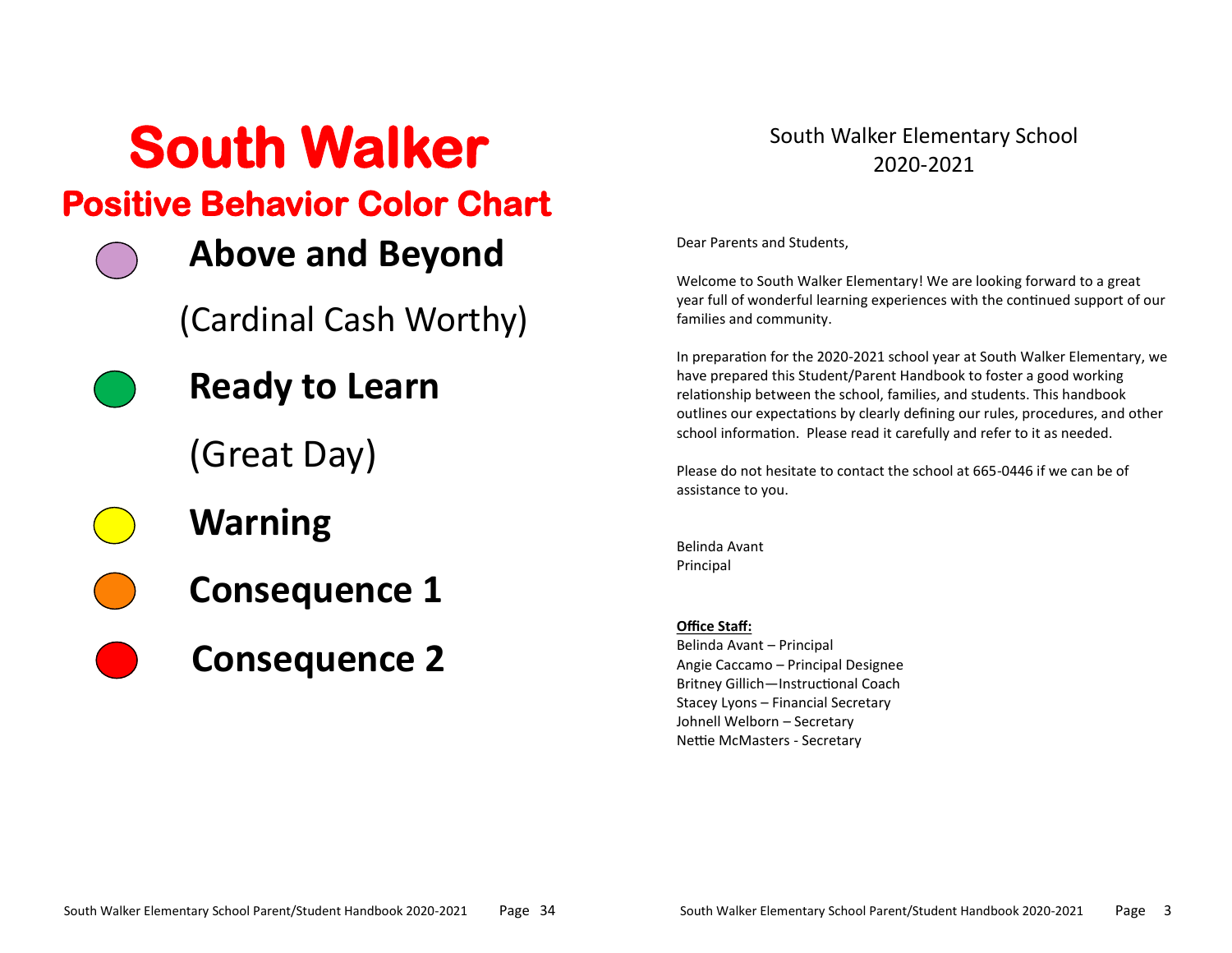# South Walker

## Positive Behavior Color Chart

**Above and Beyond**

(Cardinal Cash Worthy)

**Ready to Learn**

(Great Day)

**Warning**

**Consequence 1**

**Consequence 2**

South Walker Elementary School
2020-2021

Dear Parents and Students,

Welcome to South Walker Elementary! We are looking forward to a great year full of wonderful learning experiences with the continued support of our families and community.

In preparation for the 2020-2021 school year at South Walker Elementary, we have prepared this Student/Parent Handbook to foster a good working relationship between the school, families, and students. This handbook outlines our expectations by clearly defining our rules, procedures, and other school information. Please read it carefully and refer to it as needed.

Please do not hesitate to contact the school at 665-0446 if we can be of assistance to you.

Belinda Avant
Principal

**Office Staff:**

Belinda Avant – Principal
Angie Caccamo – Principal Designee
Britney Gillich—Instructional Coach
Stacey Lyons – Financial Secretary
Johnell Welborn – Secretary
Nettie McMasters - Secretary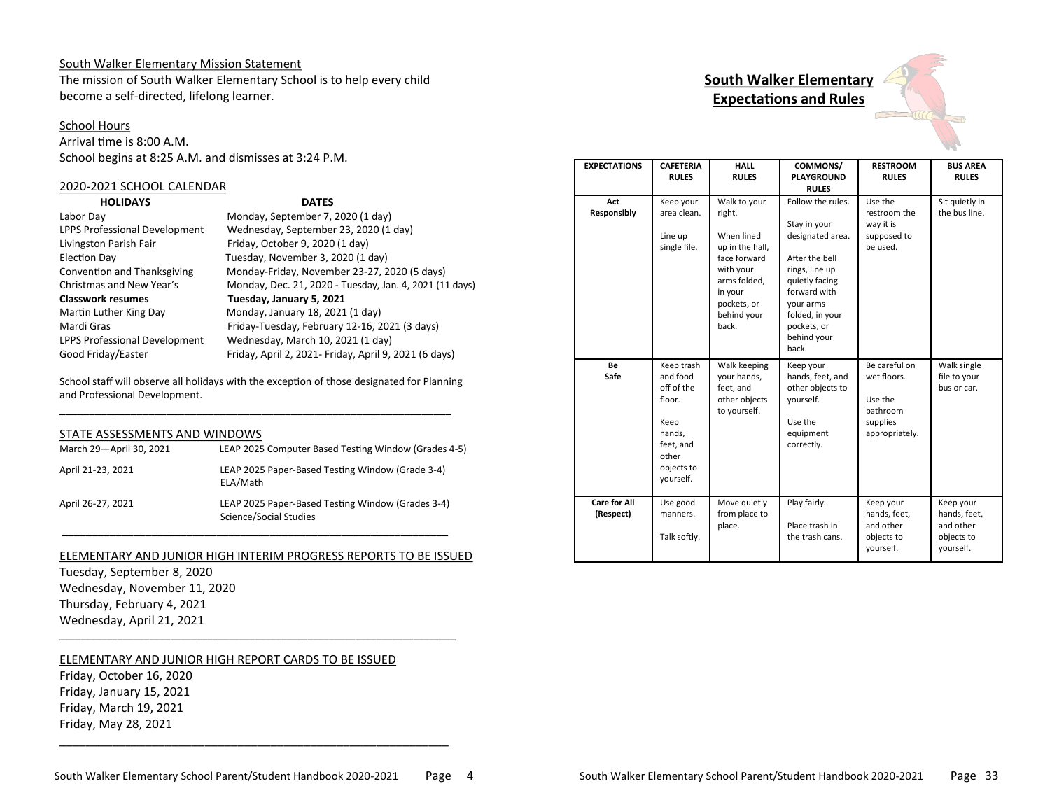South Walker Elementary Mission Statement

The mission of South Walker Elementary School is to help every child become a self-directed, lifelong learner.

School Hours

Arrival time is 8:00 A.M.
School begins at 8:25 A.M. and dismisses at 3:24 P.M.

2020-2021 SCHOOL CALENDAR

| HOLIDAYS | DATES |
|---|---|
| Labor Day | Monday, September 7, 2020 (1 day) |
| LPPS Professional Development | Wednesday, September 23, 2020 (1 day) |
| Livingston Parish Fair | Friday, October 9, 2020 (1 day) |
| Election Day | Tuesday, November 3, 2020 (1 day) |
| Convention and Thanksgiving | Monday-Friday, November 23-27, 2020 (5 days) |
| Christmas and New Year's | Monday, Dec. 21, 2020 - Tuesday, Jan. 4, 2021 (11 days) |
| **Classwork resumes** | **Tuesday, January 5, 2021** |
| Martin Luther King Day | Monday, January 18, 2021 (1 day) |
| Mardi Gras | Friday-Tuesday, February 12-16, 2021 (3 days) |
| LPPS Professional Development | Wednesday, March 10, 2021 (1 day) |
| Good Friday/Easter | Friday, April 2, 2021- Friday, April 9, 2021 (6 days) |

School staff will observe all holidays with the exception of those designated for Planning and Professional Development.

STATE ASSESSMENTS AND WINDOWS

| | |
|---|---|
| March 29—April 30, 2021 | LEAP 2025 Computer Based Testing Window (Grades 4-5) |
| April 21-23, 2021 | LEAP 2025 Paper-Based Testing Window (Grade 3-4) ELA/Math |
| April 26-27, 2021 | LEAP 2025 Paper-Based Testing Window (Grades 3-4) Science/Social Studies |

ELEMENTARY AND JUNIOR HIGH INTERIM PROGRESS REPORTS TO BE ISSUED

Tuesday, September 8, 2020
Wednesday, November 11, 2020
Thursday, February 4, 2021
Wednesday, April 21, 2021

ELEMENTARY AND JUNIOR HIGH REPORT CARDS TO BE ISSUED

Friday, October 16, 2020
Friday, January 15, 2021
Friday, March 19, 2021
Friday, May 28, 2021

## South Walker Elementary Expectations and Rules

| EXPECTATIONS | CAFETERIA RULES | HALL RULES | COMMONS/ PLAYGROUND RULES | RESTROOM RULES | BUS AREA RULES |
|---|---|---|---|---|---|
| **Act Responsibly** | Keep your area clean. Line up single file. | Walk to your right. When lined up in the hall, face forward with your arms folded, in your pockets, or behind your back. | Follow the rules. Stay in your designated area. After the bell rings, line up quietly facing forward with your arms folded, in your pockets, or behind your back. | Use the restroom the way it is supposed to be used. | Sit quietly in the bus line. |
| **Be Safe** | Keep trash and food off of the floor. Keep hands, feet, and other objects to yourself. | Walk keeping your hands, feet, and other objects to yourself. | Keep your hands, feet, and other objects to yourself. Use the equipment correctly. | Be careful on wet floors. Use the bathroom supplies appropriately. | Walk single file to your bus or car. |
| **Care for All (Respect)** | Use good manners. Talk softly. | Move quietly from place to place. | Play fairly. Place trash in the trash cans. | Keep your hands, feet, and other objects to yourself. | Keep your hands, feet, and other objects to yourself. |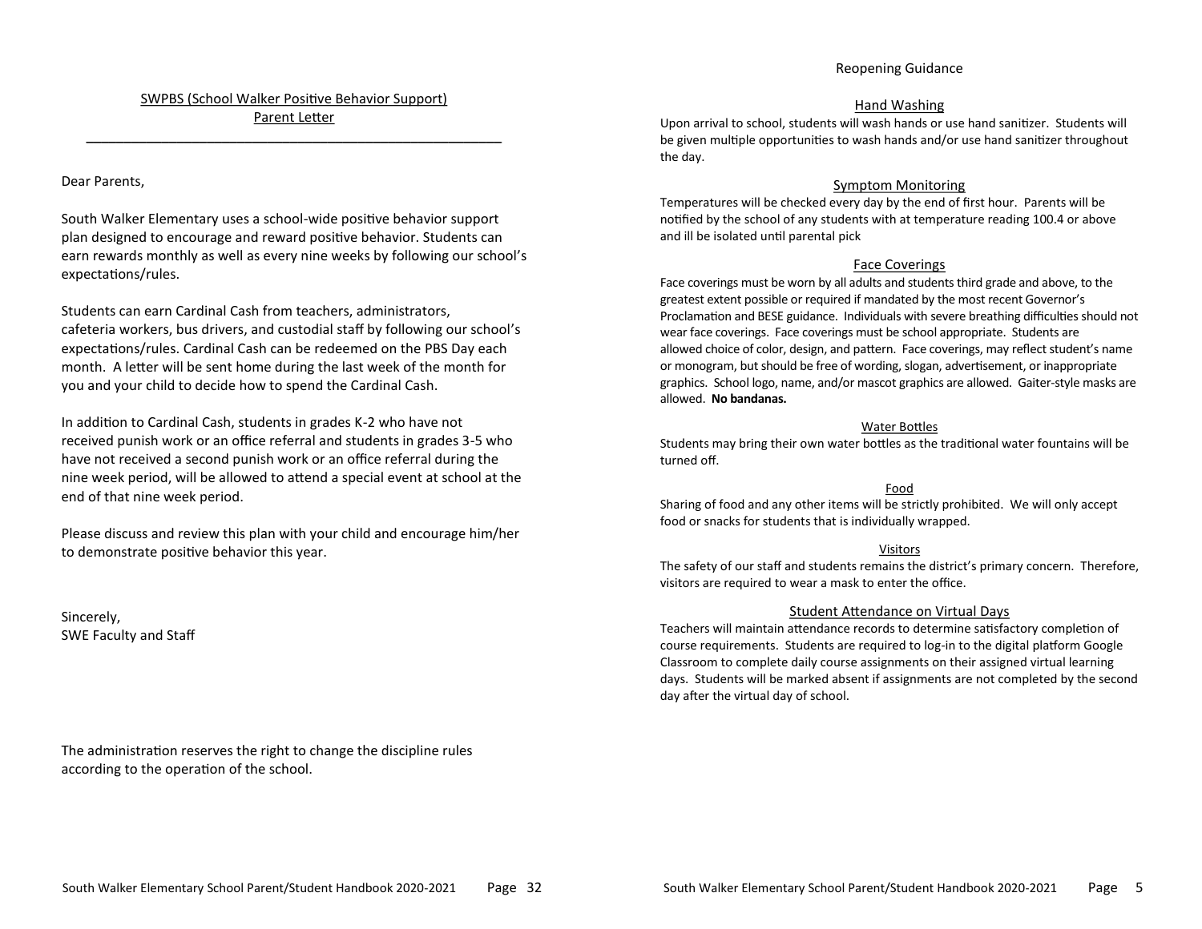## SWPBS (School Walker Positive Behavior Support) Parent Letter

---

Dear Parents,

South Walker Elementary uses a school-wide positive behavior support plan designed to encourage and reward positive behavior. Students can earn rewards monthly as well as every nine weeks by following our school's expectations/rules.

Students can earn Cardinal Cash from teachers, administrators, cafeteria workers, bus drivers, and custodial staff by following our school's expectations/rules. Cardinal Cash can be redeemed on the PBS Day each month. A letter will be sent home during the last week of the month for you and your child to decide how to spend the Cardinal Cash.

In addition to Cardinal Cash, students in grades K-2 who have not received punish work or an office referral and students in grades 3-5 who have not received a second punish work or an office referral during the nine week period, will be allowed to attend a special event at school at the end of that nine week period.

Please discuss and review this plan with your child and encourage him/her to demonstrate positive behavior this year.

Sincerely,
SWE Faculty and Staff

The administration reserves the right to change the discipline rules according to the operation of the school.

## Reopening Guidance

### Hand Washing

Upon arrival to school, students will wash hands or use hand sanitizer. Students will be given multiple opportunities to wash hands and/or use hand sanitizer throughout the day.

### Symptom Monitoring

Temperatures will be checked every day by the end of first hour. Parents will be notified by the school of any students with at temperature reading 100.4 or above and ill be isolated until parental pick

### Face Coverings

Face coverings must be worn by all adults and students third grade and above, to the greatest extent possible or required if mandated by the most recent Governor's Proclamation and BESE guidance. Individuals with severe breathing difficulties should not wear face coverings. Face coverings must be school appropriate. Students are allowed choice of color, design, and pattern. Face coverings, may reflect student's name or monogram, but should be free of wording, slogan, advertisement, or inappropriate graphics. School logo, name, and/or mascot graphics are allowed. Gaiter-style masks are allowed. **No bandanas.**

### Water Bottles

Students may bring their own water bottles as the traditional water fountains will be turned off.

### Food

Sharing of food and any other items will be strictly prohibited. We will only accept food or snacks for students that is individually wrapped.

### Visitors

The safety of our staff and students remains the district's primary concern. Therefore, visitors are required to wear a mask to enter the office.

### Student Attendance on Virtual Days

Teachers will maintain attendance records to determine satisfactory completion of course requirements. Students are required to log-in to the digital platform Google Classroom to complete daily course assignments on their assigned virtual learning days. Students will be marked absent if assignments are not completed by the second day after the virtual day of school.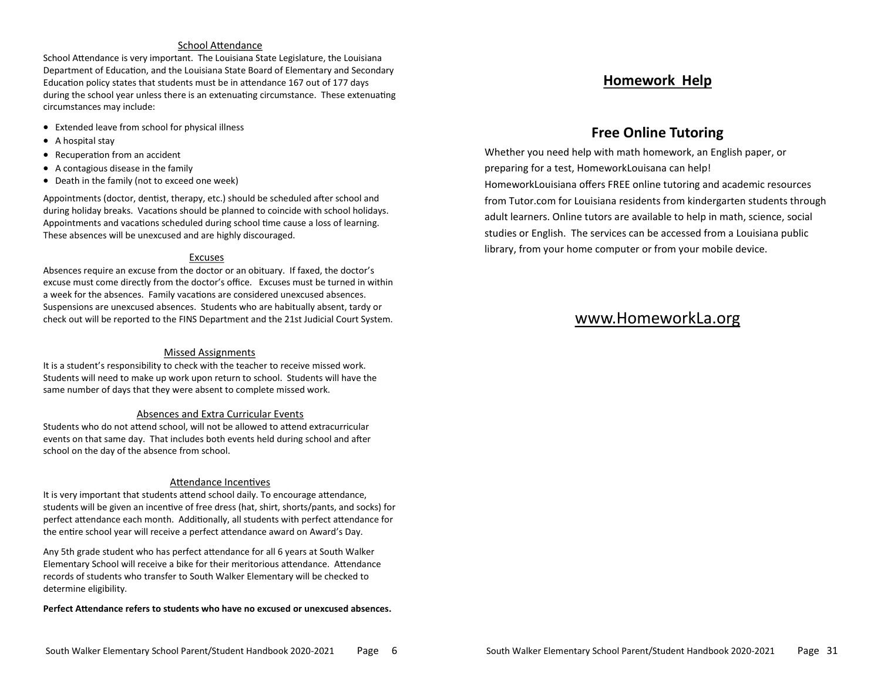## School Attendance

School Attendance is very important. The Louisiana State Legislature, the Louisiana Department of Education, and the Louisiana State Board of Elementary and Secondary Education policy states that students must be in attendance 167 out of 177 days during the school year unless there is an extenuating circumstance. These extenuating circumstances may include:

- Extended leave from school for physical illness
- A hospital stay
- Recuperation from an accident
- A contagious disease in the family
- Death in the family (not to exceed one week)

Appointments (doctor, dentist, therapy, etc.) should be scheduled after school and during holiday breaks. Vacations should be planned to coincide with school holidays. Appointments and vacations scheduled during school time cause a loss of learning. These absences will be unexcused and are highly discouraged.

## Excuses

Absences require an excuse from the doctor or an obituary. If faxed, the doctor's excuse must come directly from the doctor's office. Excuses must be turned in within a week for the absences. Family vacations are considered unexcused absences. Suspensions are unexcused absences. Students who are habitually absent, tardy or check out will be reported to the FINS Department and the 21st Judicial Court System.

## Missed Assignments

It is a student's responsibility to check with the teacher to receive missed work. Students will need to make up work upon return to school. Students will have the same number of days that they were absent to complete missed work.

## Absences and Extra Curricular Events

Students who do not attend school, will not be allowed to attend extracurricular events on that same day. That includes both events held during school and after school on the day of the absence from school.

## Attendance Incentives

It is very important that students attend school daily. To encourage attendance, students will be given an incentive of free dress (hat, shirt, shorts/pants, and socks) for perfect attendance each month. Additionally, all students with perfect attendance for the entire school year will receive a perfect attendance award on Award's Day.

Any 5th grade student who has perfect attendance for all 6 years at South Walker Elementary School will receive a bike for their meritorious attendance. Attendance records of students who transfer to South Walker Elementary will be checked to determine eligibility.

**Perfect Attendance refers to students who have no excused or unexcused absences.**

# Homework Help

## Free Online Tutoring

Whether you need help with math homework, an English paper, or preparing for a test, HomeworkLouisana can help! HomeworkLouisiana offers FREE online tutoring and academic resources from Tutor.com for Louisiana residents from kindergarten students through adult learners. Online tutors are available to help in math, science, social studies or English. The services can be accessed from a Louisiana public library, from your home computer or from your mobile device.

www.HomeworkLa.org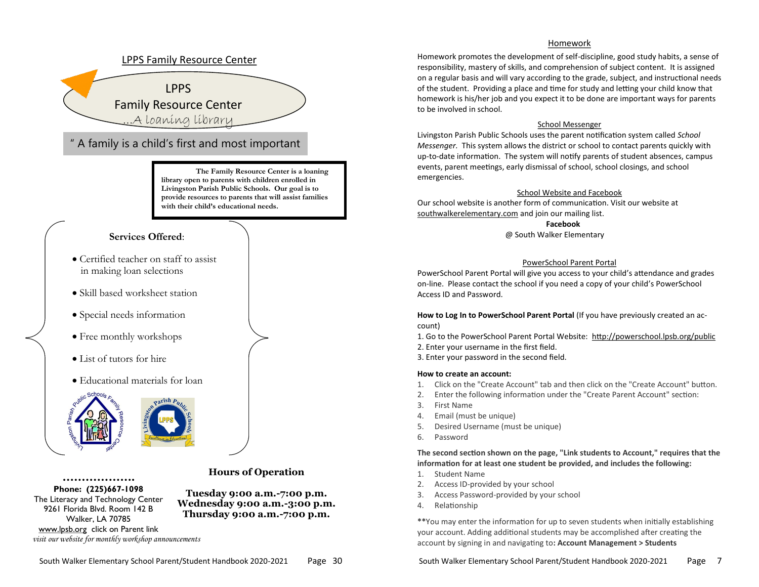## LPPS Family Resource Center

LPPS
Family Resource Center
...A loaning library

" A family is a child's first and most important

**The Family Resource Center is a loaning library open to parents with children enrolled in Livingston Parish Public Schools. Our goal is to provide resources to parents that will assist families with their child's educational needs.**

**Services Offered:**

- Certified teacher on staff to assist in making loan selections
- Skill based worksheet station
- Special needs information
- Free monthly workshops
- List of tutors for hire
- Educational materials for loan

**Phone: (225)667-1098**
The Literacy and Technology Center
9261 Florida Blvd. Room 142 B
Walker, LA 70785
www.lpsb.org click on Parent link
*visit our website for monthly workshop announcements*

**Hours of Operation**

**Tuesday 9:00 a.m.-7:00 p.m.**
**Wednesday 9:00 a.m.-3:00 p.m.**
**Thursday 9:00 a.m.-7:00 p.m.**

## Homework

Homework promotes the development of self-discipline, good study habits, a sense of responsibility, mastery of skills, and comprehension of subject content. It is assigned on a regular basis and will vary according to the grade, subject, and instructional needs of the student. Providing a place and time for study and letting your child know that homework is his/her job and you expect it to be done are important ways for parents to be involved in school.

## School Messenger

Livingston Parish Public Schools uses the parent notification system called *School Messenger.* This system allows the district or school to contact parents quickly with up-to-date information. The system will notify parents of student absences, campus events, parent meetings, early dismissal of school, school closings, and school emergencies.

## School Website and Facebook

Our school website is another form of communication. Visit our website at southwalkerelementary.com and join our mailing list.

**Facebook**
@ South Walker Elementary

## PowerSchool Parent Portal

PowerSchool Parent Portal will give you access to your child's attendance and grades on-line. Please contact the school if you need a copy of your child's PowerSchool Access ID and Password.

**How to Log In to PowerSchool Parent Portal** (If you have previously created an account)

1. Go to the PowerSchool Parent Portal Website: http://powerschool.lpsb.org/public
2. Enter your username in the first field.
3. Enter your password in the second field.

**How to create an account:**

1. Click on the "Create Account" tab and then click on the "Create Account" button.
2. Enter the following information under the "Create Parent Account" section:
3. First Name
4. Email (must be unique)
5. Desired Username (must be unique)
6. Password

**The second section shown on the page, "Link students to Account," requires that the information for at least one student be provided, and includes the following:**

1. Student Name
2. Access ID-provided by your school
3. Access Password-provided by your school
4. Relationship

**You may enter the information for up to seven students when initially establishing your account. Adding additional students may be accomplished after creating the account by signing in and navigating to**: Account Management > Students**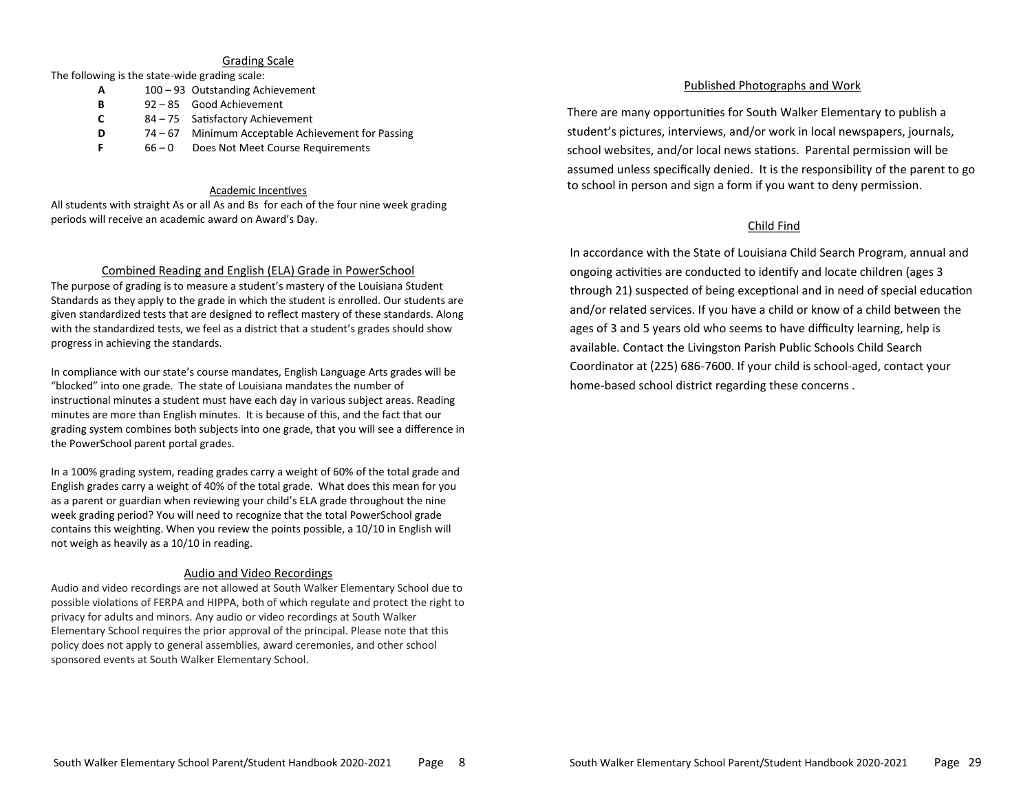## Grading Scale

The following is the state-wide grading scale:

| | | |
|---|---|---|
| **A** | 100 – 93 | Outstanding Achievement |
| **B** | 92 – 85 | Good Achievement |
| **C** | 84 – 75 | Satisfactory Achievement |
| **D** | 74 – 67 | Minimum Acceptable Achievement for Passing |
| **F** | 66 – 0 | Does Not Meet Course Requirements |

## Academic Incentives

All students with straight As or all As and Bs for each of the four nine week grading periods will receive an academic award on Award's Day.

## Combined Reading and English (ELA) Grade in PowerSchool

The purpose of grading is to measure a student's mastery of the Louisiana Student Standards as they apply to the grade in which the student is enrolled. Our students are given standardized tests that are designed to reflect mastery of these standards. Along with the standardized tests, we feel as a district that a student's grades should show progress in achieving the standards.

In compliance with our state's course mandates, English Language Arts grades will be "blocked" into one grade. The state of Louisiana mandates the number of instructional minutes a student must have each day in various subject areas. Reading minutes are more than English minutes. It is because of this, and the fact that our grading system combines both subjects into one grade, that you will see a difference in the PowerSchool parent portal grades.

In a 100% grading system, reading grades carry a weight of 60% of the total grade and English grades carry a weight of 40% of the total grade. What does this mean for you as a parent or guardian when reviewing your child's ELA grade throughout the nine week grading period? You will need to recognize that the total PowerSchool grade contains this weighting. When you review the points possible, a 10/10 in English will not weigh as heavily as a 10/10 in reading.

## Audio and Video Recordings

Audio and video recordings are not allowed at South Walker Elementary School due to possible violations of FERPA and HIPPA, both of which regulate and protect the right to privacy for adults and minors. Any audio or video recordings at South Walker Elementary School requires the prior approval of the principal. Please note that this policy does not apply to general assemblies, award ceremonies, and other school sponsored events at South Walker Elementary School.

## Published Photographs and Work

There are many opportunities for South Walker Elementary to publish a student's pictures, interviews, and/or work in local newspapers, journals, school websites, and/or local news stations. Parental permission will be assumed unless specifically denied. It is the responsibility of the parent to go to school in person and sign a form if you want to deny permission.

## Child Find

In accordance with the State of Louisiana Child Search Program, annual and ongoing activities are conducted to identify and locate children (ages 3 through 21) suspected of being exceptional and in need of special education and/or related services. If you have a child or know of a child between the ages of 3 and 5 years old who seems to have difficulty learning, help is available. Contact the Livingston Parish Public Schools Child Search Coordinator at (225) 686-7600. If your child is school-aged, contact your home-based school district regarding these concerns .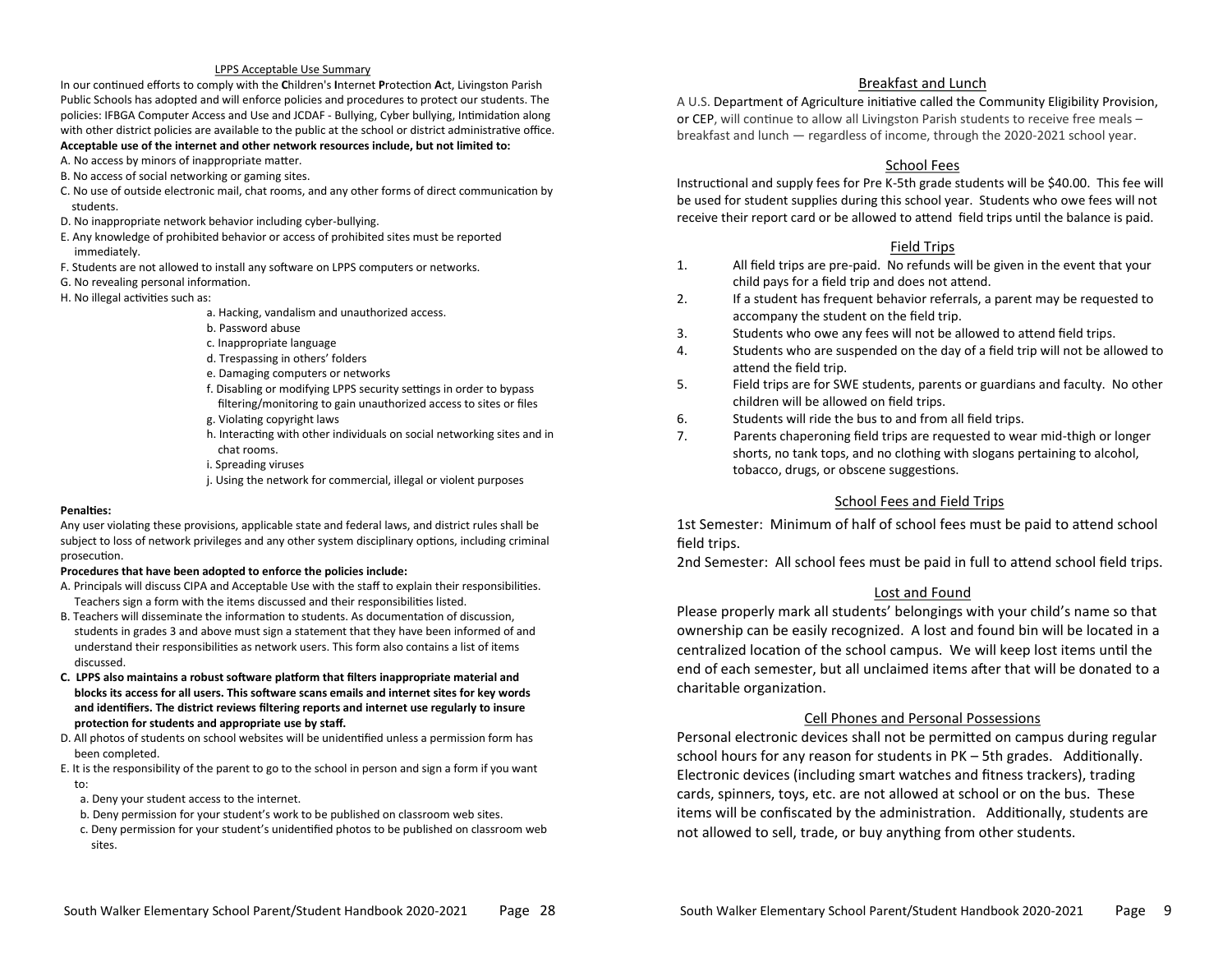## LPPS Acceptable Use Summary

In our continued efforts to comply with the **C**hildren's **I**nternet **P**rotection **A**ct, Livingston Parish Public Schools has adopted and will enforce policies and procedures to protect our students. The policies: IFBGA Computer Access and Use and JCDAF - Bullying, Cyber bullying, Intimidation along with other district policies are available to the public at the school or district administrative office.

**Acceptable use of the internet and other network resources include, but not limited to:**

A. No access by minors of inappropriate matter.
B. No access of social networking or gaming sites.
C. No use of outside electronic mail, chat rooms, and any other forms of direct communication by students.
D. No inappropriate network behavior including cyber-bullying.
E. Any knowledge of prohibited behavior or access of prohibited sites must be reported immediately.
F. Students are not allowed to install any software on LPPS computers or networks.
G. No revealing personal information.
H. No illegal activities such as:

   a. Hacking, vandalism and unauthorized access.
   b. Password abuse
   c. Inappropriate language
   d. Trespassing in others' folders
   e. Damaging computers or networks
   f. Disabling or modifying LPPS security settings in order to bypass filtering/monitoring to gain unauthorized access to sites or files
   g. Violating copyright laws
   h. Interacting with other individuals on social networking sites and in chat rooms.
   i. Spreading viruses
   j. Using the network for commercial, illegal or violent purposes

**Penalties:**

Any user violating these provisions, applicable state and federal laws, and district rules shall be subject to loss of network privileges and any other system disciplinary options, including criminal prosecution.

**Procedures that have been adopted to enforce the policies include:**

A. Principals will discuss CIPA and Acceptable Use with the staff to explain their responsibilities. Teachers sign a form with the items discussed and their responsibilities listed.
B. Teachers will disseminate the information to students. As documentation of discussion, students in grades 3 and above must sign a statement that they have been informed of and understand their responsibilities as network users. This form also contains a list of items discussed.
**C. LPPS also maintains a robust software platform that filters inappropriate material and blocks its access for all users. This software scans emails and internet sites for key words and identifiers. The district reviews filtering reports and internet use regularly to insure protection for students and appropriate use by staff.**
D. All photos of students on school websites will be unidentified unless a permission form has been completed.
E. It is the responsibility of the parent to go to the school in person and sign a form if you want to:

   a. Deny your student access to the internet.
   b. Deny permission for your student's work to be published on classroom web sites.
   c. Deny permission for your student's unidentified photos to be published on classroom web sites.

## Breakfast and Lunch

A U.S. Department of Agriculture initiative called the Community Eligibility Provision, or CEP, will continue to allow all Livingston Parish students to receive free meals – breakfast and lunch — regardless of income, through the 2020-2021 school year.

## School Fees

Instructional and supply fees for Pre K-5th grade students will be $40.00. This fee will be used for student supplies during this school year. Students who owe fees will not receive their report card or be allowed to attend field trips until the balance is paid.

## Field Trips

1. All field trips are pre-paid. No refunds will be given in the event that your child pays for a field trip and does not attend.
2. If a student has frequent behavior referrals, a parent may be requested to accompany the student on the field trip.
3. Students who owe any fees will not be allowed to attend field trips.
4. Students who are suspended on the day of a field trip will not be allowed to attend the field trip.
5. Field trips are for SWE students, parents or guardians and faculty. No other children will be allowed on field trips.
6. Students will ride the bus to and from all field trips.
7. Parents chaperoning field trips are requested to wear mid-thigh or longer shorts, no tank tops, and no clothing with slogans pertaining to alcohol, tobacco, drugs, or obscene suggestions.

## School Fees and Field Trips

1st Semester: Minimum of half of school fees must be paid to attend school field trips.

2nd Semester: All school fees must be paid in full to attend school field trips.

## Lost and Found

Please properly mark all students' belongings with your child's name so that ownership can be easily recognized. A lost and found bin will be located in a centralized location of the school campus. We will keep lost items until the end of each semester, but all unclaimed items after that will be donated to a charitable organization.

## Cell Phones and Personal Possessions

Personal electronic devices shall not be permitted on campus during regular school hours for any reason for students in PK – 5th grades. Additionally. Electronic devices (including smart watches and fitness trackers), trading cards, spinners, toys, etc. are not allowed at school or on the bus. These items will be confiscated by the administration. Additionally, students are not allowed to sell, trade, or buy anything from other students.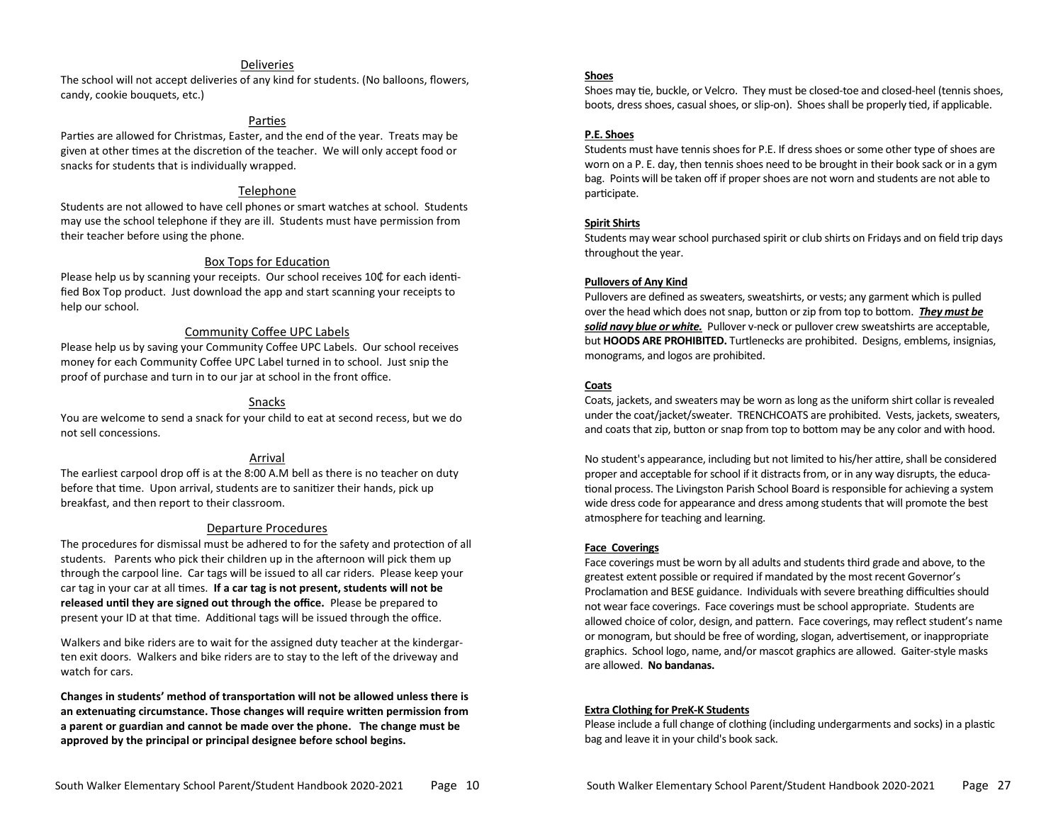## Deliveries

The school will not accept deliveries of any kind for students. (No balloons, flowers, candy, cookie bouquets, etc.)

## Parties

Parties are allowed for Christmas, Easter, and the end of the year. Treats may be given at other times at the discretion of the teacher. We will only accept food or snacks for students that is individually wrapped.

## Telephone

Students are not allowed to have cell phones or smart watches at school. Students may use the school telephone if they are ill. Students must have permission from their teacher before using the phone.

## Box Tops for Education

Please help us by scanning your receipts. Our school receives 10¢ for each identified Box Top product. Just download the app and start scanning your receipts to help our school.

## Community Coffee UPC Labels

Please help us by saving your Community Coffee UPC Labels. Our school receives money for each Community Coffee UPC Label turned in to school. Just snip the proof of purchase and turn in to our jar at school in the front office.

## Snacks

You are welcome to send a snack for your child to eat at second recess, but we do not sell concessions.

## Arrival

The earliest carpool drop off is at the 8:00 A.M bell as there is no teacher on duty before that time. Upon arrival, students are to sanitizer their hands, pick up breakfast, and then report to their classroom.

## Departure Procedures

The procedures for dismissal must be adhered to for the safety and protection of all students. Parents who pick their children up in the afternoon will pick them up through the carpool line. Car tags will be issued to all car riders. Please keep your car tag in your car at all times. **If a car tag is not present, students will not be released until they are signed out through the office.** Please be prepared to present your ID at that time. Additional tags will be issued through the office.

Walkers and bike riders are to wait for the assigned duty teacher at the kindergarten exit doors. Walkers and bike riders are to stay to the left of the driveway and watch for cars.

**Changes in students' method of transportation will not be allowed unless there is an extenuating circumstance. Those changes will require written permission from a parent or guardian and cannot be made over the phone. The change must be approved by the principal or principal designee before school begins.**

### Shoes

Shoes may tie, buckle, or Velcro. They must be closed-toe and closed-heel (tennis shoes, boots, dress shoes, casual shoes, or slip-on). Shoes shall be properly tied, if applicable.

### P.E. Shoes

Students must have tennis shoes for P.E. If dress shoes or some other type of shoes are worn on a P. E. day, then tennis shoes need to be brought in their book sack or in a gym bag. Points will be taken off if proper shoes are not worn and students are not able to participate.

### Spirit Shirts

Students may wear school purchased spirit or club shirts on Fridays and on field trip days throughout the year.

### Pullovers of Any Kind

Pullovers are defined as sweaters, sweatshirts, or vests; any garment which is pulled over the head which does not snap, button or zip from top to bottom. ***They must be solid navy blue or white.*** Pullover v-neck or pullover crew sweatshirts are acceptable, but **HOODS ARE PROHIBITED.** Turtlenecks are prohibited. Designs, emblems, insignias, monograms, and logos are prohibited.

### Coats

Coats, jackets, and sweaters may be worn as long as the uniform shirt collar is revealed under the coat/jacket/sweater. TRENCHCOATS are prohibited. Vests, jackets, sweaters, and coats that zip, button or snap from top to bottom may be any color and with hood.

No student's appearance, including but not limited to his/her attire, shall be considered proper and acceptable for school if it distracts from, or in any way disrupts, the educational process. The Livingston Parish School Board is responsible for achieving a system wide dress code for appearance and dress among students that will promote the best atmosphere for teaching and learning.

### Face Coverings

Face coverings must be worn by all adults and students third grade and above, to the greatest extent possible or required if mandated by the most recent Governor's Proclamation and BESE guidance. Individuals with severe breathing difficulties should not wear face coverings. Face coverings must be school appropriate. Students are allowed choice of color, design, and pattern. Face coverings, may reflect student's name or monogram, but should be free of wording, slogan, advertisement, or inappropriate graphics. School logo, name, and/or mascot graphics are allowed. Gaiter-style masks are allowed. **No bandanas.**

### Extra Clothing for PreK-K Students

Please include a full change of clothing (including undergarments and socks) in a plastic bag and leave it in your child's book sack.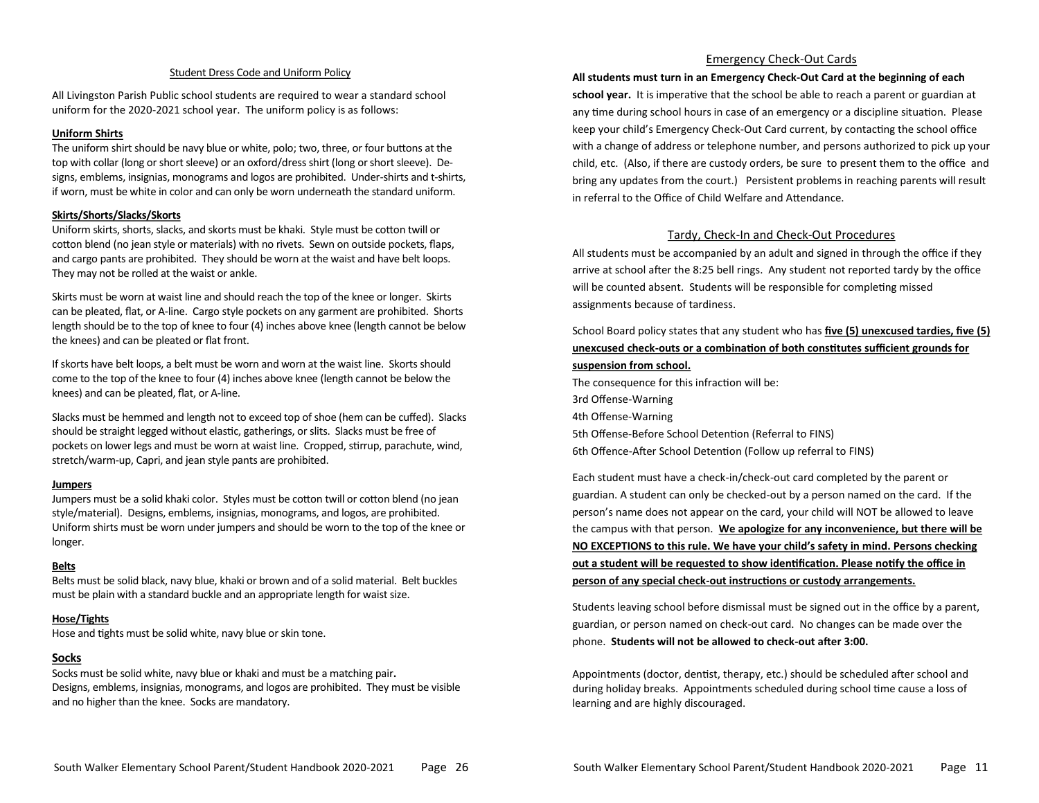## Student Dress Code and Uniform Policy

All Livingston Parish Public school students are required to wear a standard school uniform for the 2020-2021 school year. The uniform policy is as follows:

**Uniform Shirts**

The uniform shirt should be navy blue or white, polo; two, three, or four buttons at the top with collar (long or short sleeve) or an oxford/dress shirt (long or short sleeve). Designs, emblems, insignias, monograms and logos are prohibited. Under-shirts and t-shirts, if worn, must be white in color and can only be worn underneath the standard uniform.

**Skirts/Shorts/Slacks/Skorts**

Uniform skirts, shorts, slacks, and skorts must be khaki. Style must be cotton twill or cotton blend (no jean style or materials) with no rivets. Sewn on outside pockets, flaps, and cargo pants are prohibited. They should be worn at the waist and have belt loops. They may not be rolled at the waist or ankle.

Skirts must be worn at waist line and should reach the top of the knee or longer. Skirts can be pleated, flat, or A-line. Cargo style pockets on any garment are prohibited. Shorts length should be to the top of knee to four (4) inches above knee (length cannot be below the knees) and can be pleated or flat front.

If skorts have belt loops, a belt must be worn and worn at the waist line. Skorts should come to the top of the knee to four (4) inches above knee (length cannot be below the knees) and can be pleated, flat, or A-line.

Slacks must be hemmed and length not to exceed top of shoe (hem can be cuffed). Slacks should be straight legged without elastic, gatherings, or slits. Slacks must be free of pockets on lower legs and must be worn at waist line. Cropped, stirrup, parachute, wind, stretch/warm-up, Capri, and jean style pants are prohibited.

**Jumpers**

Jumpers must be a solid khaki color. Styles must be cotton twill or cotton blend (no jean style/material). Designs, emblems, insignias, monograms, and logos, are prohibited. Uniform shirts must be worn under jumpers and should be worn to the top of the knee or longer.

**Belts**

Belts must be solid black, navy blue, khaki or brown and of a solid material. Belt buckles must be plain with a standard buckle and an appropriate length for waist size.

**Hose/Tights**

Hose and tights must be solid white, navy blue or skin tone.

**Socks**

Socks must be solid white, navy blue or khaki and must be a matching pair**.**
Designs, emblems, insignias, monograms, and logos are prohibited. They must be visible and no higher than the knee. Socks are mandatory.

## Emergency Check-Out Cards

**All students must turn in an Emergency Check-Out Card at the beginning of each school year.** It is imperative that the school be able to reach a parent or guardian at any time during school hours in case of an emergency or a discipline situation. Please keep your child's Emergency Check-Out Card current, by contacting the school office with a change of address or telephone number, and persons authorized to pick up your child, etc. (Also, if there are custody orders, be sure to present them to the office and bring any updates from the court.) Persistent problems in reaching parents will result in referral to the Office of Child Welfare and Attendance.

## Tardy, Check-In and Check-Out Procedures

All students must be accompanied by an adult and signed in through the office if they arrive at school after the 8:25 bell rings. Any student not reported tardy by the office will be counted absent. Students will be responsible for completing missed assignments because of tardiness.

School Board policy states that any student who has **five (5) unexcused tardies, five (5) unexcused check-outs or a combination of both constitutes sufficient grounds for suspension from school.**

The consequence for this infraction will be:
3rd Offense-Warning
4th Offense-Warning
5th Offense-Before School Detention (Referral to FINS)
6th Offence-After School Detention (Follow up referral to FINS)

Each student must have a check-in/check-out card completed by the parent or guardian. A student can only be checked-out by a person named on the card. If the person's name does not appear on the card, your child will NOT be allowed to leave the campus with that person. **We apologize for any inconvenience, but there will be NO EXCEPTIONS to this rule. We have your child's safety in mind. Persons checking out a student will be requested to show identification. Please notify the office in person of any special check-out instructions or custody arrangements.**

Students leaving school before dismissal must be signed out in the office by a parent, guardian, or person named on check-out card. No changes can be made over the phone. **Students will not be allowed to check-out after 3:00.**

Appointments (doctor, dentist, therapy, etc.) should be scheduled after school and during holiday breaks. Appointments scheduled during school time cause a loss of learning and are highly discouraged.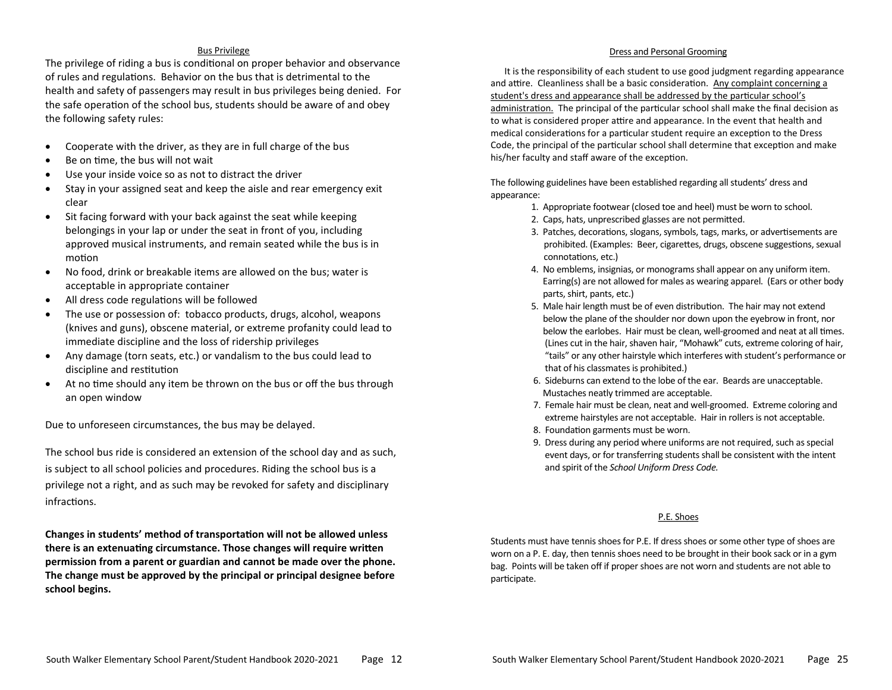## Bus Privilege

The privilege of riding a bus is conditional on proper behavior and observance of rules and regulations. Behavior on the bus that is detrimental to the health and safety of passengers may result in bus privileges being denied. For the safe operation of the school bus, students should be aware of and obey the following safety rules:

- Cooperate with the driver, as they are in full charge of the bus
- Be on time, the bus will not wait
- Use your inside voice so as not to distract the driver
- Stay in your assigned seat and keep the aisle and rear emergency exit clear
- Sit facing forward with your back against the seat while keeping belongings in your lap or under the seat in front of you, including approved musical instruments, and remain seated while the bus is in motion
- No food, drink or breakable items are allowed on the bus; water is acceptable in appropriate container
- All dress code regulations will be followed
- The use or possession of: tobacco products, drugs, alcohol, weapons (knives and guns), obscene material, or extreme profanity could lead to immediate discipline and the loss of ridership privileges
- Any damage (torn seats, etc.) or vandalism to the bus could lead to discipline and restitution
- At no time should any item be thrown on the bus or off the bus through an open window

Due to unforeseen circumstances, the bus may be delayed.

The school bus ride is considered an extension of the school day and as such, is subject to all school policies and procedures. Riding the school bus is a privilege not a right, and as such may be revoked for safety and disciplinary infractions.

**Changes in students' method of transportation will not be allowed unless there is an extenuating circumstance. Those changes will require written permission from a parent or guardian and cannot be made over the phone. The change must be approved by the principal or principal designee before school begins.**

## Dress and Personal Grooming

It is the responsibility of each student to use good judgment regarding appearance and attire. Cleanliness shall be a basic consideration. Any complaint concerning a student's dress and appearance shall be addressed by the particular school's administration. The principal of the particular school shall make the final decision as to what is considered proper attire and appearance. In the event that health and medical considerations for a particular student require an exception to the Dress Code, the principal of the particular school shall determine that exception and make his/her faculty and staff aware of the exception.

The following guidelines have been established regarding all students' dress and appearance:

1. Appropriate footwear (closed toe and heel) must be worn to school.
2. Caps, hats, unprescribed glasses are not permitted.
3. Patches, decorations, slogans, symbols, tags, marks, or advertisements are prohibited. (Examples: Beer, cigarettes, drugs, obscene suggestions, sexual connotations, etc.)
4. No emblems, insignias, or monograms shall appear on any uniform item. Earring(s) are not allowed for males as wearing apparel. (Ears or other body parts, shirt, pants, etc.)
5. Male hair length must be of even distribution. The hair may not extend below the plane of the shoulder nor down upon the eyebrow in front, nor below the earlobes. Hair must be clean, well-groomed and neat at all times. (Lines cut in the hair, shaven hair, "Mohawk" cuts, extreme coloring of hair, "tails" or any other hairstyle which interferes with student's performance or that of his classmates is prohibited.)
6. Sideburns can extend to the lobe of the ear. Beards are unacceptable. Mustaches neatly trimmed are acceptable.
7. Female hair must be clean, neat and well-groomed. Extreme coloring and extreme hairstyles are not acceptable. Hair in rollers is not acceptable.
8. Foundation garments must be worn.
9. Dress during any period where uniforms are not required, such as special event days, or for transferring students shall be consistent with the intent and spirit of the *School Uniform Dress Code.*

## P.E. Shoes

Students must have tennis shoes for P.E. If dress shoes or some other type of shoes are worn on a P. E. day, then tennis shoes need to be brought in their book sack or in a gym bag. Points will be taken off if proper shoes are not worn and students are not able to participate.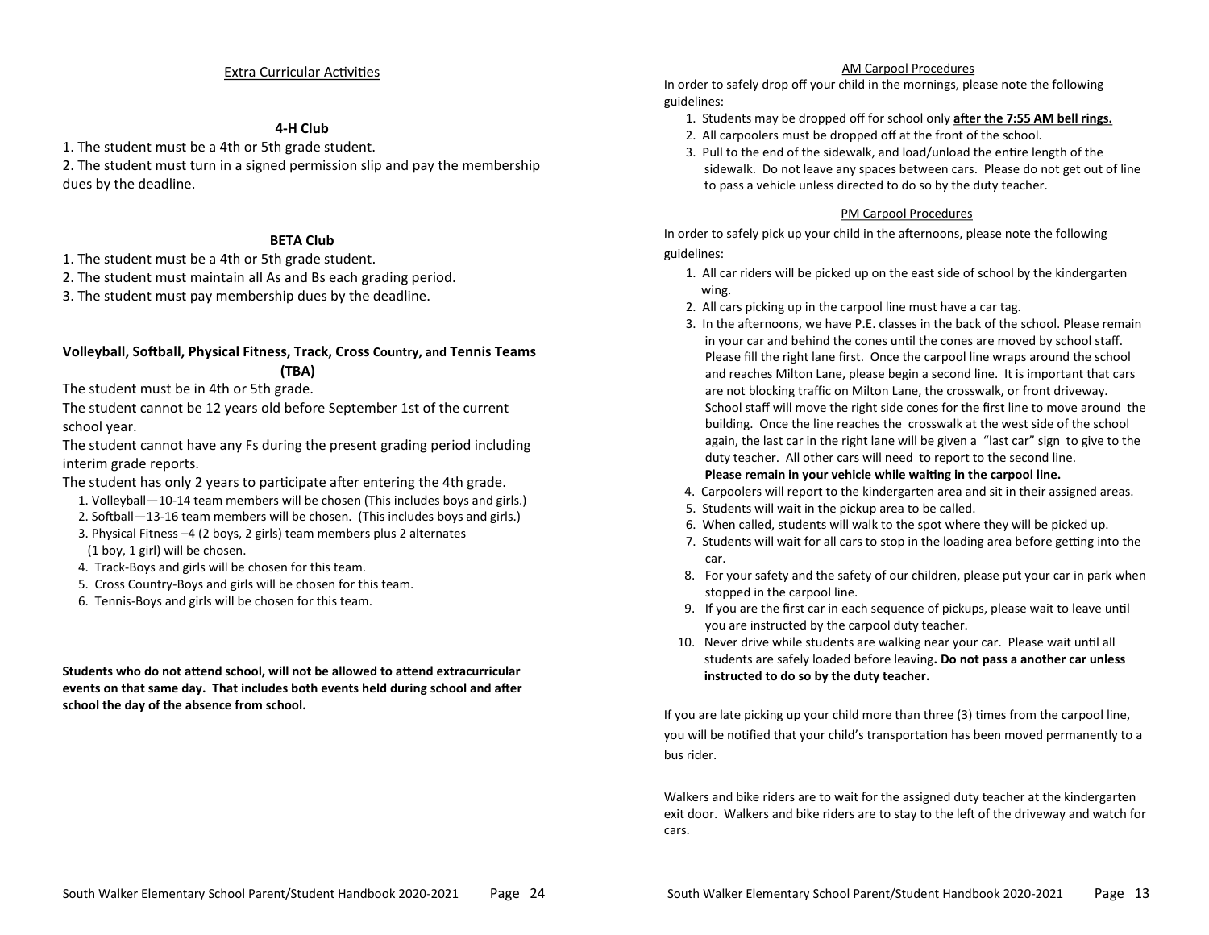## Extra Curricular Activities

### 4-H Club

1. The student must be a 4th or 5th grade student.
2. The student must turn in a signed permission slip and pay the membership dues by the deadline.

### BETA Club

1. The student must be a 4th or 5th grade student.
2. The student must maintain all As and Bs each grading period.
3. The student must pay membership dues by the deadline.

### Volleyball, Softball, Physical Fitness, Track, Cross Country, and Tennis Teams (TBA)

The student must be in 4th or 5th grade.

The student cannot be 12 years old before September 1st of the current school year.

The student cannot have any Fs during the present grading period including interim grade reports.

The student has only 2 years to participate after entering the 4th grade.

1. Volleyball—10-14 team members will be chosen (This includes boys and girls.)
2. Softball—13-16 team members will be chosen. (This includes boys and girls.)
3. Physical Fitness –4 (2 boys, 2 girls) team members plus 2 alternates (1 boy, 1 girl) will be chosen.
4. Track-Boys and girls will be chosen for this team.
5. Cross Country-Boys and girls will be chosen for this team.
6. Tennis-Boys and girls will be chosen for this team.

**Students who do not attend school, will not be allowed to attend extracurricular events on that same day. That includes both events held during school and after school the day of the absence from school.**

## AM Carpool Procedures

In order to safely drop off your child in the mornings, please note the following guidelines:

1. Students may be dropped off for school only **after the 7:55 AM bell rings.**
2. All carpoolers must be dropped off at the front of the school.
3. Pull to the end of the sidewalk, and load/unload the entire length of the sidewalk. Do not leave any spaces between cars. Please do not get out of line to pass a vehicle unless directed to do so by the duty teacher.

## PM Carpool Procedures

In order to safely pick up your child in the afternoons, please note the following guidelines:

1. All car riders will be picked up on the east side of school by the kindergarten wing.
2. All cars picking up in the carpool line must have a car tag.
3. In the afternoons, we have P.E. classes in the back of the school. Please remain in your car and behind the cones until the cones are moved by school staff. Please fill the right lane first. Once the carpool line wraps around the school and reaches Milton Lane, please begin a second line. It is important that cars are not blocking traffic on Milton Lane, the crosswalk, or front driveway. School staff will move the right side cones for the first line to move around the building. Once the line reaches the crosswalk at the west side of the school again, the last car in the right lane will be given a "last car" sign to give to the duty teacher. All other cars will need to report to the second line. **Please remain in your vehicle while waiting in the carpool line.**
4. Carpoolers will report to the kindergarten area and sit in their assigned areas.
5. Students will wait in the pickup area to be called.
6. When called, students will walk to the spot where they will be picked up.
7. Students will wait for all cars to stop in the loading area before getting into the car.
8. For your safety and the safety of our children, please put your car in park when stopped in the carpool line.
9. If you are the first car in each sequence of pickups, please wait to leave until you are instructed by the carpool duty teacher.
10. Never drive while students are walking near your car. Please wait until all students are safely loaded before leaving**. Do not pass a another car unless instructed to do so by the duty teacher.**

If you are late picking up your child more than three (3) times from the carpool line, you will be notified that your child's transportation has been moved permanently to a bus rider.

Walkers and bike riders are to wait for the assigned duty teacher at the kindergarten exit door. Walkers and bike riders are to stay to the left of the driveway and watch for cars.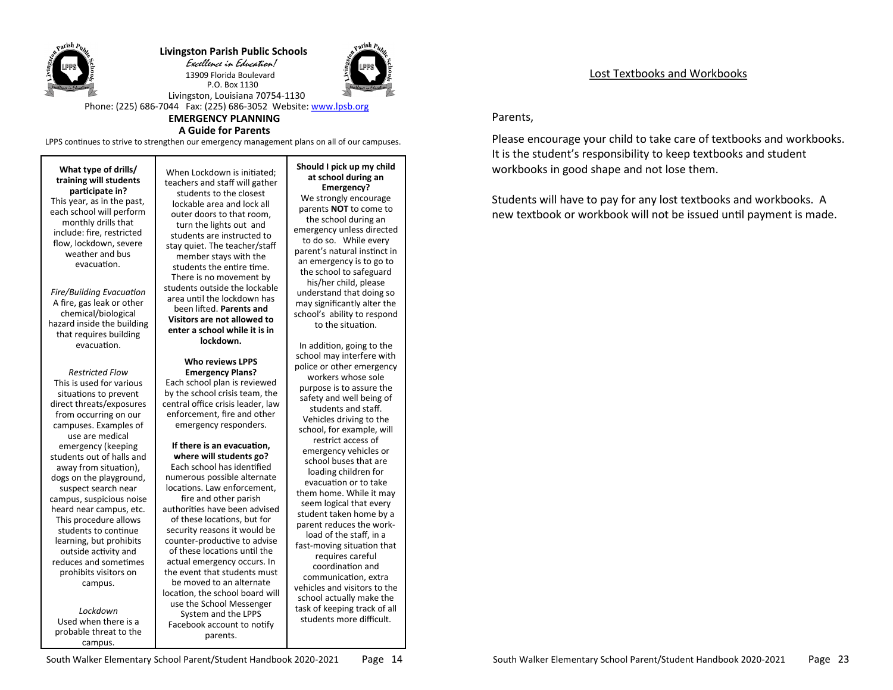**Livingston Parish Public Schools**

*Excellence in Education!*

13909 Florida Boulevard
P.O. Box 1130
Livingston, Louisiana 70754-1130

Phone: (225) 686-7044 Fax: (225) 686-3052 Website: www.lpsb.org

## EMERGENCY PLANNING
## A Guide for Parents

LPPS continues to strive to strengthen our emergency management plans on all of our campuses.

**What type of drills/ training will students participate in?**

This year, as in the past, each school will perform monthly drills that include: fire, restricted flow, lockdown, severe weather and bus evacuation.

*Fire/Building Evacuation*

A fire, gas leak or other chemical/biological hazard inside the building that requires building evacuation.

*Restricted Flow*

This is used for various situations to prevent direct threats/exposures from occurring on our campuses. Examples of use are medical emergency (keeping students out of halls and away from situation), dogs on the playground, suspect search near campus, suspicious noise heard near campus, etc. This procedure allows students to continue learning, but prohibits outside activity and reduces and sometimes prohibits visitors on campus.

*Lockdown*

Used when there is a probable threat to the campus.

When Lockdown is initiated; teachers and staff will gather students to the closest lockable area and lock all outer doors to that room, turn the lights out and students are instructed to stay quiet. The teacher/staff member stays with the students the entire time. There is no movement by students outside the lockable area until the lockdown has been lifted. **Parents and Visitors are not allowed to enter a school while it is in lockdown.**

**Who reviews LPPS Emergency Plans?**

Each school plan is reviewed by the school crisis team, the central office crisis leader, law enforcement, fire and other emergency responders.

**If there is an evacuation, where will students go?**

Each school has identified numerous possible alternate locations. Law enforcement, fire and other parish authorities have been advised of these locations, but for security reasons it would be counter-productive to advise of these locations until the actual emergency occurs. In the event that students must be moved to an alternate location, the school board will use the School Messenger System and the LPPS Facebook account to notify parents.

**Should I pick up my child at school during an Emergency?**

We strongly encourage parents **NOT** to come to the school during an emergency unless directed to do so. While every parent's natural instinct in an emergency is to go to the school to safeguard his/her child, please understand that doing so may significantly alter the school's ability to respond to the situation.

In addition, going to the school may interfere with police or other emergency workers whose sole purpose is to assure the safety and well being of students and staff. Vehicles driving to the school, for example, will restrict access of emergency vehicles or school buses that are loading children for evacuation or to take them home. While it may seem logical that every student taken home by a parent reduces the work-load of the staff, in a fast-moving situation that requires careful coordination and communication, extra vehicles and visitors to the school actually make the task of keeping track of all students more difficult.

## Lost Textbooks and Workbooks

Parents,

Please encourage your child to take care of textbooks and workbooks. It is the student's responsibility to keep textbooks and student workbooks in good shape and not lose them.

Students will have to pay for any lost textbooks and workbooks. A new textbook or workbook will not be issued until payment is made.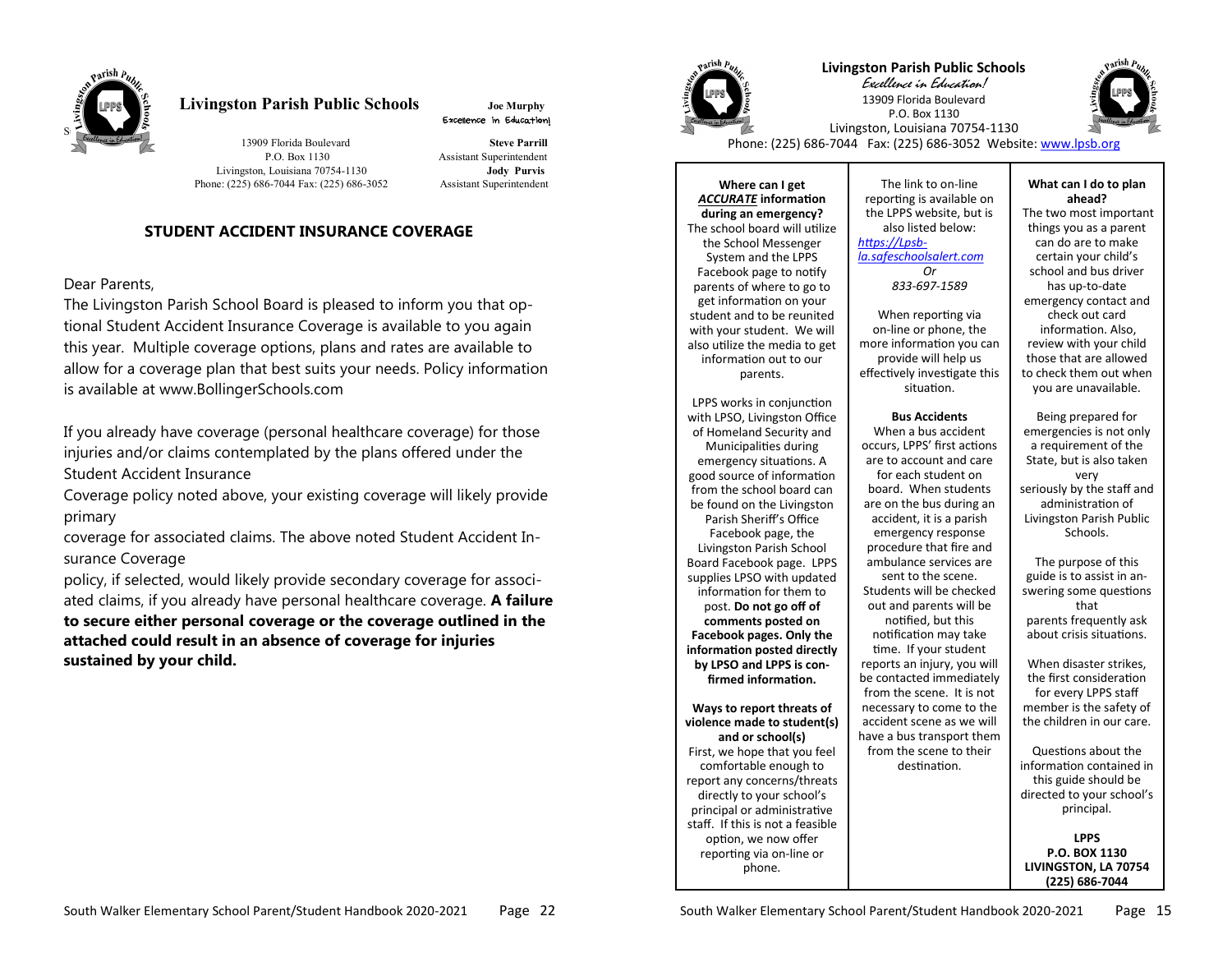# Livingston Parish Public Schools

Joe Murphy
Excellence in Education!

13909 Florida Boulevard
P.O. Box 1130
Livingston, Louisiana 70754-1130
Phone: (225) 686-7044 Fax: (225) 686-3052

**Steve Parrill**
Assistant Superintendent
**Jody Purvis**
Assistant Superintendent

## STUDENT ACCIDENT INSURANCE COVERAGE

Dear Parents,

The Livingston Parish School Board is pleased to inform you that optional Student Accident Insurance Coverage is available to you again this year. Multiple coverage options, plans and rates are available to allow for a coverage plan that best suits your needs. Policy information is available at www.BollingerSchools.com

If you already have coverage (personal healthcare coverage) for those injuries and/or claims contemplated by the plans offered under the Student Accident Insurance Coverage policy noted above, your existing coverage will likely provide primary coverage for associated claims. The above noted Student Accident Insurance Coverage policy, if selected, would likely provide secondary coverage for associated claims, if you already have personal healthcare coverage. **A failure to secure either personal coverage or the coverage outlined in the attached could result in an absence of coverage for injuries sustained by your child.**

# Livingston Parish Public Schools

*Excellence in Education!*
13909 Florida Boulevard
P.O. Box 1130
Livingston, Louisiana 70754-1130
Phone: (225) 686-7044 Fax: (225) 686-3052 Website: www.lpsb.org

**Where can I get *ACCURATE* information during an emergency?**

The school board will utilize the School Messenger System and the LPPS Facebook page to notify parents of where to go to get information on your student and to be reunited with your student. We will also utilize the media to get information out to our parents.

LPPS works in conjunction with LPSO, Livingston Office of Homeland Security and Municipalities during emergency situations. A good source of information from the school board can be found on the Livingston Parish Sheriff's Office Facebook page, the Livingston Parish School Board Facebook page. LPPS supplies LPSO with updated information for them to post. **Do not go off of comments posted on Facebook pages. Only the information posted directly by LPSO and LPPS is confirmed information.**

**Ways to report threats of violence made to student(s) and or school(s)**

First, we hope that you feel comfortable enough to report any concerns/threats directly to your school's principal or administrative staff. If this is not a feasible option, we now offer reporting via on-line or phone.

The link to on-line reporting is available on the LPPS website, but is also listed below:
*https://Lpsb-la.safeschoolsalert.com*
*Or*
*833-697-1589*

When reporting via on-line or phone, the more information you can provide will help us effectively investigate this situation.

**Bus Accidents**

When a bus accident occurs, LPPS' first actions are to account and care for each student on board. When students are on the bus during an accident, it is a parish emergency response procedure that fire and ambulance services are sent to the scene. Students will be checked out and parents will be notified, but this notification may take time. If your student reports an injury, you will be contacted immediately from the scene. It is not necessary to come to the accident scene as we will have a bus transport them from the scene to their destination.

**What can I do to plan ahead?**

The two most important things you as a parent can do are to make certain your child's school and bus driver has up-to-date emergency contact and check out card information. Also, review with your child those that are allowed to check them out when you are unavailable.

Being prepared for emergencies is not only a requirement of the State, but is also taken very seriously by the staff and administration of Livingston Parish Public Schools.

The purpose of this guide is to assist in answering some questions that parents frequently ask about crisis situations.

When disaster strikes, the first consideration for every LPPS staff member is the safety of the children in our care.

Questions about the information contained in this guide should be directed to your school's principal.

**LPPS**
**P.O. BOX 1130**
**LIVINGSTON, LA 70754**
**(225) 686-7044**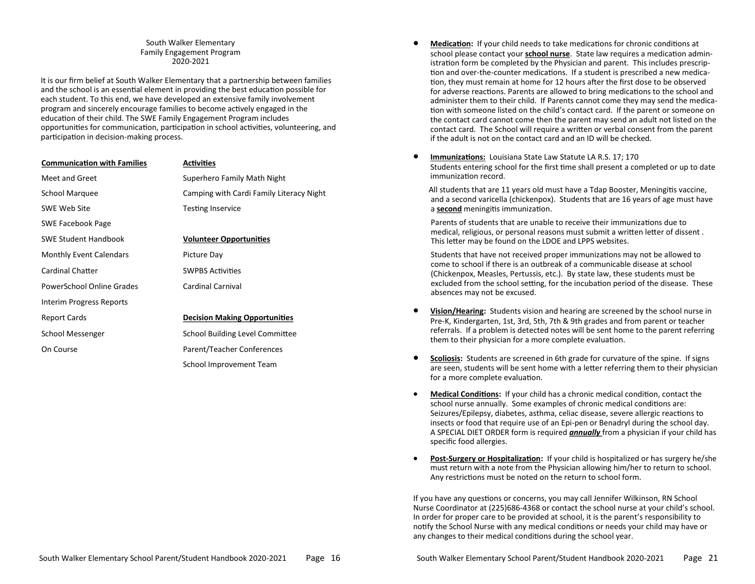South Walker Elementary
Family Engagement Program
2020-2021

It is our firm belief at South Walker Elementary that a partnership between families and the school is an essential element in providing the best education possible for each student. To this end, we have developed an extensive family involvement program and sincerely encourage families to become actively engaged in the education of their child. The SWE Family Engagement Program includes opportunities for communication, participation in school activities, volunteering, and participation in decision-making process.

**Communication with Families**

- Meet and Greet
- School Marquee
- SWE Web Site
- SWE Facebook Page
- SWE Student Handbook
- Monthly Event Calendars
- Cardinal Chatter
- PowerSchool Online Grades
- Interim Progress Reports
- Report Cards
- School Messenger
- On Course

**Activities**

- Superhero Family Math Night
- Camping with Cardi Family Literacy Night
- Testing Inservice

**Volunteer Opportunities**

- Picture Day
- SWPBS Activities
- Cardinal Carnival

**Decision Making Opportunities**

- School Building Level Committee
- Parent/Teacher Conferences
- School Improvement Team

- **Medication:** If your child needs to take medications for chronic conditions at school please contact your **school nurse**. State law requires a medication administration form be completed by the Physician and parent. This includes prescription and over-the-counter medications. If a student is prescribed a new medication, they must remain at home for 12 hours after the first dose to be observed for adverse reactions. Parents are allowed to bring medications to the school and administer them to their child. If Parents cannot come they may send the medication with someone listed on the child's contact card. If the parent or someone on the contact card cannot come then the parent may send an adult not listed on the contact card. The School will require a written or verbal consent from the parent if the adult is not on the contact card and an ID will be checked.

- **Immunizations:** Louisiana State Law Statute LA R.S. 17; 170
  Students entering school for the first time shall present a completed or up to date immunization record.

  All students that are 11 years old must have a Tdap Booster, Meningitis vaccine, and a second varicella (chickenpox). Students that are 16 years of age must have a **second** meningitis immunization.

  Parents of students that are unable to receive their immunizations due to medical, religious, or personal reasons must submit a written letter of dissent . This letter may be found on the LDOE and LPPS websites.

  Students that have not received proper immunizations may not be allowed to come to school if there is an outbreak of a communicable disease at school (Chickenpox, Measles, Pertussis, etc.). By state law, these students must be excluded from the school setting, for the incubation period of the disease. These absences may not be excused.

- **Vision/Hearing:** Students vision and hearing are screened by the school nurse in Pre-K, Kindergarten, 1st, 3rd, 5th, 7th & 9th grades and from parent or teacher referrals. If a problem is detected notes will be sent home to the parent referring them to their physician for a more complete evaluation.

- **Scoliosis:** Students are screened in 6th grade for curvature of the spine. If signs are seen, students will be sent home with a letter referring them to their physician for a more complete evaluation.

- **Medical Conditions:** If your child has a chronic medical condition, contact the school nurse annually. Some examples of chronic medical conditions are: Seizures/Epilepsy, diabetes, asthma, celiac disease, severe allergic reactions to insects or food that require use of an Epi-pen or Benadryl during the school day. A SPECIAL DIET ORDER form is required ***annually*** from a physician if your child has specific food allergies.

- **Post-Surgery or Hospitalization:** If your child is hospitalized or has surgery he/she must return with a note from the Physician allowing him/her to return to school. Any restrictions must be noted on the return to school form.

If you have any questions or concerns, you may call Jennifer Wilkinson, RN School Nurse Coordinator at (225)686-4368 or contact the school nurse at your child's school. In order for proper care to be provided at school, it is the parent's responsibility to notify the School Nurse with any medical conditions or needs your child may have or any changes to their medical conditions during the school year.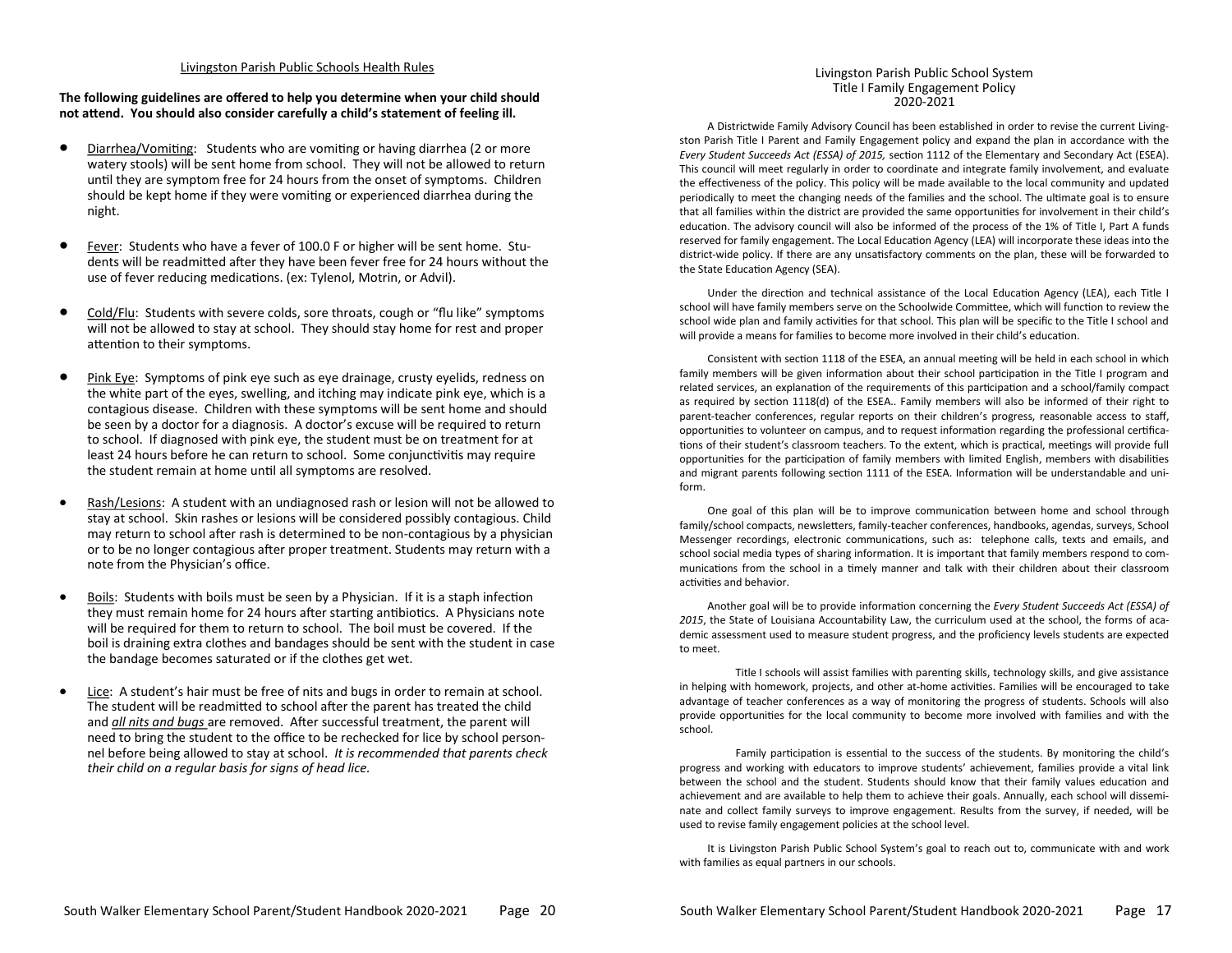## Livingston Parish Public Schools Health Rules

**The following guidelines are offered to help you determine when your child should not attend. You should also consider carefully a child's statement of feeling ill.**

- Diarrhea/Vomiting: Students who are vomiting or having diarrhea (2 or more watery stools) will be sent home from school. They will not be allowed to return until they are symptom free for 24 hours from the onset of symptoms. Children should be kept home if they were vomiting or experienced diarrhea during the night.

- Fever: Students who have a fever of 100.0 F or higher will be sent home. Students will be readmitted after they have been fever free for 24 hours without the use of fever reducing medications. (ex: Tylenol, Motrin, or Advil).

- Cold/Flu: Students with severe colds, sore throats, cough or "flu like" symptoms will not be allowed to stay at school. They should stay home for rest and proper attention to their symptoms.

- Pink Eye: Symptoms of pink eye such as eye drainage, crusty eyelids, redness on the white part of the eyes, swelling, and itching may indicate pink eye, which is a contagious disease. Children with these symptoms will be sent home and should be seen by a doctor for a diagnosis. A doctor's excuse will be required to return to school. If diagnosed with pink eye, the student must be on treatment for at least 24 hours before he can return to school. Some conjunctivitis may require the student remain at home until all symptoms are resolved.

- Rash/Lesions: A student with an undiagnosed rash or lesion will not be allowed to stay at school. Skin rashes or lesions will be considered possibly contagious. Child may return to school after rash is determined to be non-contagious by a physician or to be no longer contagious after proper treatment. Students may return with a note from the Physician's office.

- Boils: Students with boils must be seen by a Physician. If it is a staph infection they must remain home for 24 hours after starting antibiotics. A Physicians note will be required for them to return to school. The boil must be covered. If the boil is draining extra clothes and bandages should be sent with the student in case the bandage becomes saturated or if the clothes get wet.

- Lice: A student's hair must be free of nits and bugs in order to remain at school. The student will be readmitted to school after the parent has treated the child and ***all nits and bugs*** are removed. After successful treatment, the parent will need to bring the student to the office to be rechecked for lice by school personnel before being allowed to stay at school. *It is recommended that parents check their child on a regular basis for signs of head lice.*

## Livingston Parish Public School System
## Title I Family Engagement Policy
## 2020-2021

A Districtwide Family Advisory Council has been established in order to revise the current Livingston Parish Title I Parent and Family Engagement policy and expand the plan in accordance with the *Every Student Succeeds Act (ESSA) of 2015,* section 1112 of the Elementary and Secondary Act (ESEA). This council will meet regularly in order to coordinate and integrate family involvement, and evaluate the effectiveness of the policy. This policy will be made available to the local community and updated periodically to meet the changing needs of the families and the school. The ultimate goal is to ensure that all families within the district are provided the same opportunities for involvement in their child's education. The advisory council will also be informed of the process of the 1% of Title I, Part A funds reserved for family engagement. The Local Education Agency (LEA) will incorporate these ideas into the district-wide policy. If there are any unsatisfactory comments on the plan, these will be forwarded to the State Education Agency (SEA).

Under the direction and technical assistance of the Local Education Agency (LEA), each Title I school will have family members serve on the Schoolwide Committee, which will function to review the school wide plan and family activities for that school. This plan will be specific to the Title I school and will provide a means for families to become more involved in their child's education.

Consistent with section 1118 of the ESEA, an annual meeting will be held in each school in which family members will be given information about their school participation in the Title I program and related services, an explanation of the requirements of this participation and a school/family compact as required by section 1118(d) of the ESEA.. Family members will also be informed of their right to parent-teacher conferences, regular reports on their children's progress, reasonable access to staff, opportunities to volunteer on campus, and to request information regarding the professional certifications of their student's classroom teachers. To the extent, which is practical, meetings will provide full opportunities for the participation of family members with limited English, members with disabilities and migrant parents following section 1111 of the ESEA. Information will be understandable and uniform.

One goal of this plan will be to improve communication between home and school through family/school compacts, newsletters, family-teacher conferences, handbooks, agendas, surveys, School Messenger recordings, electronic communications, such as: telephone calls, texts and emails, and school social media types of sharing information. It is important that family members respond to communications from the school in a timely manner and talk with their children about their classroom activities and behavior.

Another goal will be to provide information concerning the *Every Student Succeeds Act (ESSA) of 2015*, the State of Louisiana Accountability Law, the curriculum used at the school, the forms of academic assessment used to measure student progress, and the proficiency levels students are expected to meet.

Title I schools will assist families with parenting skills, technology skills, and give assistance in helping with homework, projects, and other at-home activities. Families will be encouraged to take advantage of teacher conferences as a way of monitoring the progress of students. Schools will also provide opportunities for the local community to become more involved with families and with the school.

Family participation is essential to the success of the students. By monitoring the child's progress and working with educators to improve students' achievement, families provide a vital link between the school and the student. Students should know that their family values education and achievement and are available to help them to achieve their goals. Annually, each school will disseminate and collect family surveys to improve engagement. Results from the survey, if needed, will be used to revise family engagement policies at the school level.

It is Livingston Parish Public School System's goal to reach out to, communicate with and work with families as equal partners in our schools.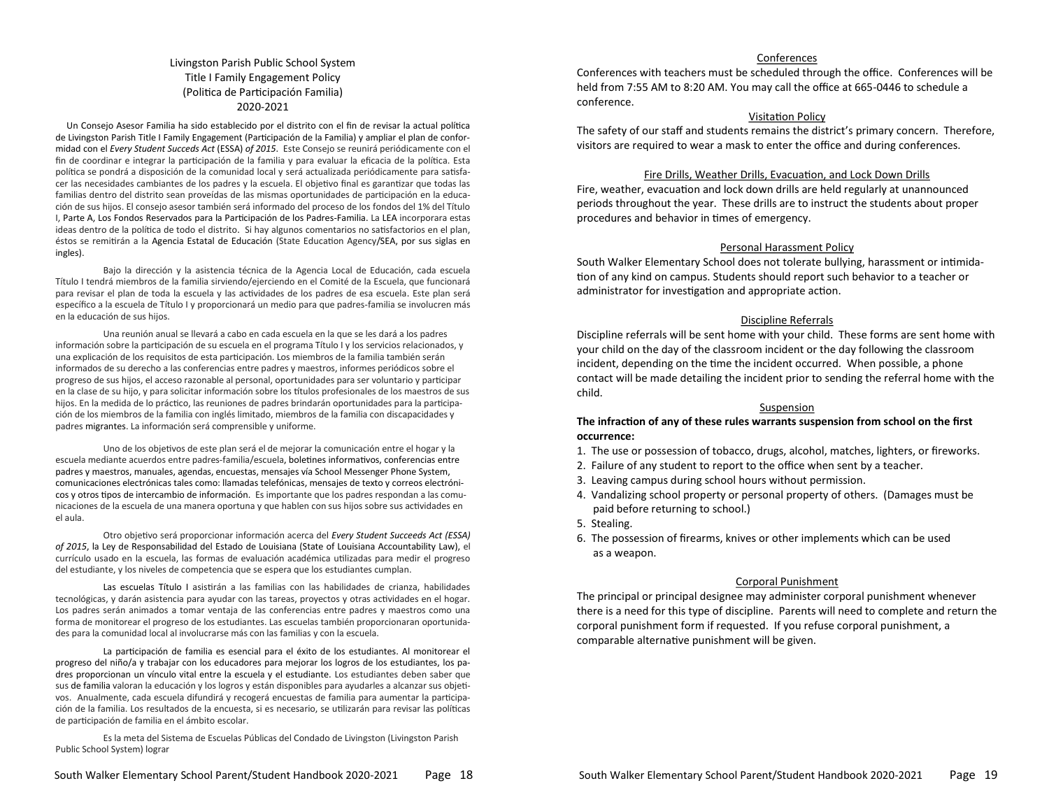Livingston Parish Public School System
Title I Family Engagement Policy
(Politica de Participación Familia)
2020-2021

Un Consejo Asesor Familia ha sido establecido por el distrito con el fin de revisar la actual política de Livingston Parish Title I Family Engagement (Participación de la Familia) y ampliar el plan de conformidad con el *Every Student Succeds Act* (ESSA) *of 2015*. Este Consejo se reunirá periódicamente con el fin de coordinar e integrar la participación de la familia y para evaluar la eficacia de la política. Esta política se pondrá a disposición de la comunidad local y será actualizada periódicamente para satisfacer las necesidades cambiantes de los padres y la escuela. El objetivo final es garantizar que todas las familias dentro del distrito sean proveídas de las mismas oportunidades de participación en la educación de sus hijos. El consejo asesor también será informado del proceso de los fondos del 1% del Título I, Parte A, Los Fondos Reservados para la Participación de los Padres-Familia. La LEA incorporara estas ideas dentro de la política de todo el distrito. Si hay algunos comentarios no satisfactorios en el plan, éstos se remitirán a la Agencia Estatal de Educación (State Education Agency/SEA, por sus siglas en ingles).

Bajo la dirección y la asistencia técnica de la Agencia Local de Educación, cada escuela Título I tendrá miembros de la familia sirviendo/ejerciendo en el Comité de la Escuela, que funcionará para revisar el plan de toda la escuela y las actividades de los padres de esa escuela. Este plan será específico a la escuela de Título I y proporcionará un medio para que padres-familia se involucren más en la educación de sus hijos.

Una reunión anual se llevará a cabo en cada escuela en la que se les dará a los padres información sobre la participación de su escuela en el programa Título I y los servicios relacionados, y una explicación de los requisitos de esta participación. Los miembros de la familia también serán informados de su derecho a las conferencias entre padres y maestros, informes periódicos sobre el progreso de sus hijos, el acceso razonable al personal, oportunidades para ser voluntario y participar en la clase de su hijo, y para solicitar información sobre los títulos profesionales de los maestros de sus hijos. En la medida de lo práctico, las reuniones de padres brindarán oportunidades para la participación de los miembros de la familia con inglés limitado, miembros de la familia con discapacidades y padres migrantes. La información será comprensible y uniforme.

Uno de los objetivos de este plan será el de mejorar la comunicación entre el hogar y la escuela mediante acuerdos entre padres-familia/escuela, boletines informativos, conferencias entre padres y maestros, manuales, agendas, encuestas, mensajes vía School Messenger Phone System, comunicaciones electrónicas tales como: llamadas telefónicas, mensajes de texto y correos electrónicos y otros tipos de intercambio de información. Es importante que los padres respondan a las comunicaciones de la escuela de una manera oportuna y que hablen con sus hijos sobre sus actividades en el aula.

Otro objetivo será proporcionar información acerca del *Every Student Succeeds Act (ESSA) of 2015*, la Ley de Responsabilidad del Estado de Louisiana (State of Louisiana Accountability Law), el currículo usado en la escuela, las formas de evaluación académica utilizadas para medir el progreso del estudiante, y los niveles de competencia que se espera que los estudiantes cumplan.

Las escuelas Título I asistirán a las familias con las habilidades de crianza, habilidades tecnológicas, y darán asistencia para ayudar con las tareas, proyectos y otras actividades en el hogar. Los padres serán animados a tomar ventaja de las conferencias entre padres y maestros como una forma de monitorear el progreso de los estudiantes. Las escuelas también proporcionaran oportunidades para la comunidad local al involucrarse más con las familias y con la escuela.

La participación de familia es esencial para el éxito de los estudiantes. Al monitorear el progreso del niño/a y trabajar con los educadores para mejorar los logros de los estudiantes, los padres proporcionan un vínculo vital entre la escuela y el estudiante. Los estudiantes deben saber que sus de familia valoran la educación y los logros y están disponibles para ayudarles a alcanzar sus objetivos. Anualmente, cada escuela difundirá y recogerá encuestas de familia para aumentar la participación de la familia. Los resultados de la encuesta, si es necesario, se utilizarán para revisar las políticas de participación de familia en el ámbito escolar.

Es la meta del Sistema de Escuelas Públicas del Condado de Livingston (Livingston Parish Public School System) lograr

## Conferences

Conferences with teachers must be scheduled through the office. Conferences will be held from 7:55 AM to 8:20 AM. You may call the office at 665-0446 to schedule a conference.

## Visitation Policy

The safety of our staff and students remains the district's primary concern. Therefore, visitors are required to wear a mask to enter the office and during conferences.

## Fire Drills, Weather Drills, Evacuation, and Lock Down Drills

Fire, weather, evacuation and lock down drills are held regularly at unannounced periods throughout the year. These drills are to instruct the students about proper procedures and behavior in times of emergency.

## Personal Harassment Policy

South Walker Elementary School does not tolerate bullying, harassment or intimidation of any kind on campus. Students should report such behavior to a teacher or administrator for investigation and appropriate action.

## Discipline Referrals

Discipline referrals will be sent home with your child. These forms are sent home with your child on the day of the classroom incident or the day following the classroom incident, depending on the time the incident occurred. When possible, a phone contact will be made detailing the incident prior to sending the referral home with the child.

## Suspension

**The infraction of any of these rules warrants suspension from school on the first occurrence:**

1. The use or possession of tobacco, drugs, alcohol, matches, lighters, or fireworks.
2. Failure of any student to report to the office when sent by a teacher.
3. Leaving campus during school hours without permission.
4. Vandalizing school property or personal property of others. (Damages must be paid before returning to school.)
5. Stealing.
6. The possession of firearms, knives or other implements which can be used as a weapon.

## Corporal Punishment

The principal or principal designee may administer corporal punishment whenever there is a need for this type of discipline. Parents will need to complete and return the corporal punishment form if requested. If you refuse corporal punishment, a comparable alternative punishment will be given.